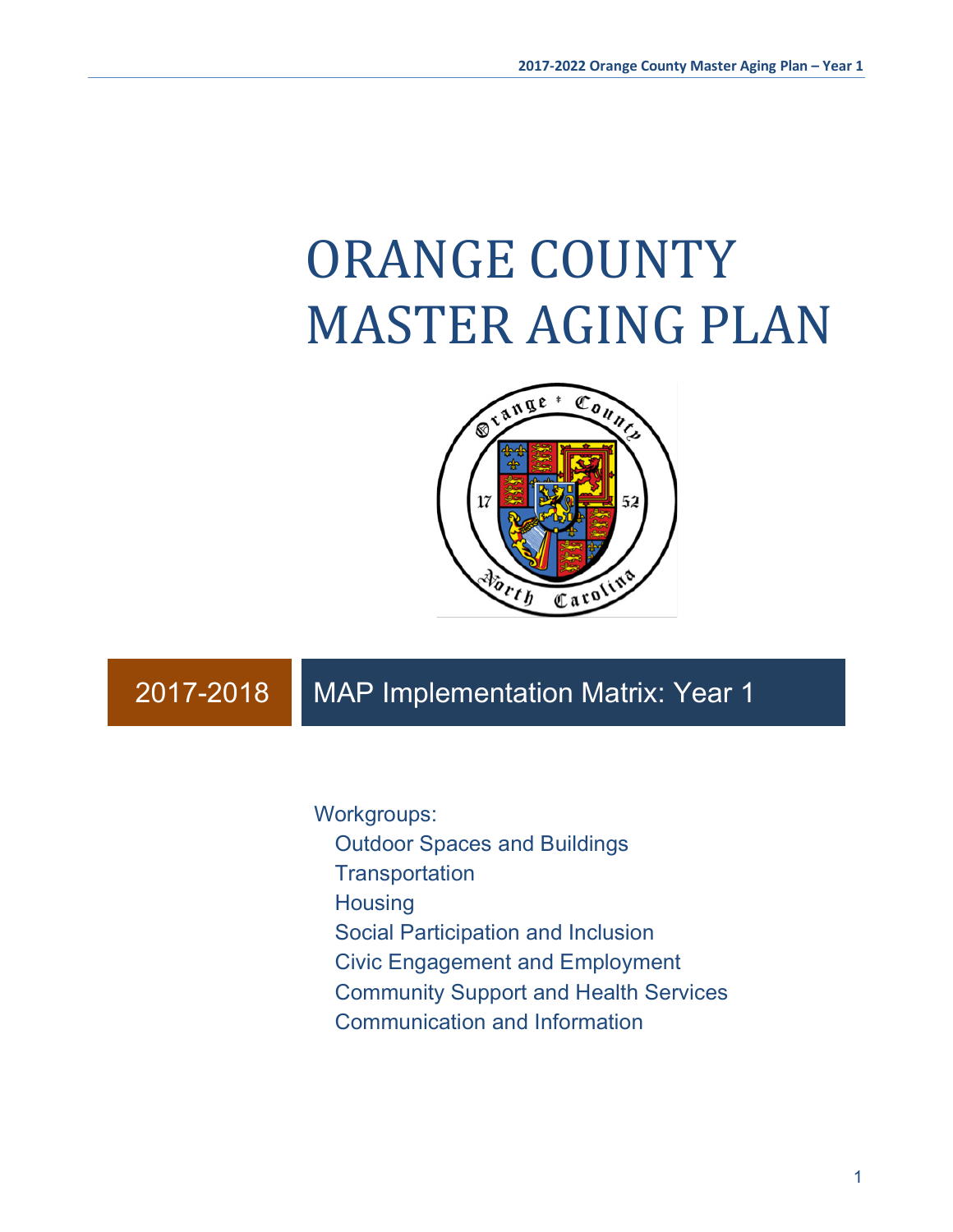# ORANGE COUNTY MASTER AGING PLAN

2017-2018 MAP Implementation Matrix: Year 1

Workgroups:

- Outdoor Spaces and Buildings
- Transportation
- Housing
- Social Participation and Inclusion
- Civic Engagement and Employment
- Community Support and Health Services
- Communication and Information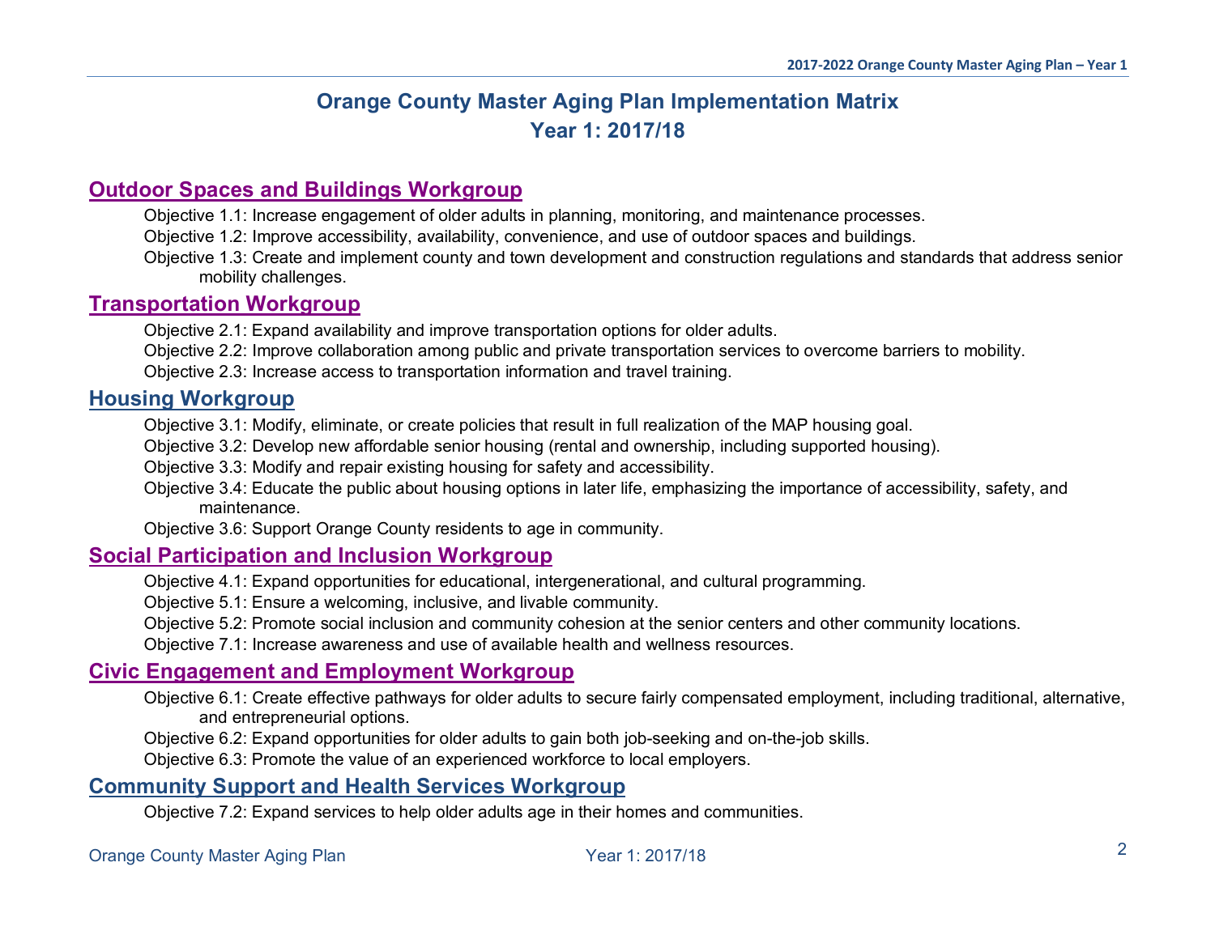# Orange County Master Aging Plan Implementation Matrix
# Year 1: 2017/18

## Outdoor Spaces and Buildings Workgroup

Objective 1.1: Increase engagement of older adults in planning, monitoring, and maintenance processes.

Objective 1.2: Improve accessibility, availability, convenience, and use of outdoor spaces and buildings.

Objective 1.3: Create and implement county and town development and construction regulations and standards that address senior mobility challenges.

## Transportation Workgroup

Objective 2.1: Expand availability and improve transportation options for older adults.

Objective 2.2: Improve collaboration among public and private transportation services to overcome barriers to mobility.

Objective 2.3: Increase access to transportation information and travel training.

## Housing Workgroup

Objective 3.1: Modify, eliminate, or create policies that result in full realization of the MAP housing goal.

Objective 3.2: Develop new affordable senior housing (rental and ownership, including supported housing).

Objective 3.3: Modify and repair existing housing for safety and accessibility.

Objective 3.4: Educate the public about housing options in later life, emphasizing the importance of accessibility, safety, and maintenance.

Objective 3.6: Support Orange County residents to age in community.

## Social Participation and Inclusion Workgroup

Objective 4.1: Expand opportunities for educational, intergenerational, and cultural programming.

Objective 5.1: Ensure a welcoming, inclusive, and livable community.

Objective 5.2: Promote social inclusion and community cohesion at the senior centers and other community locations.

Objective 7.1: Increase awareness and use of available health and wellness resources.

## Civic Engagement and Employment Workgroup

Objective 6.1: Create effective pathways for older adults to secure fairly compensated employment, including traditional, alternative, and entrepreneurial options.

Objective 6.2: Expand opportunities for older adults to gain both job-seeking and on-the-job skills.

Objective 6.3: Promote the value of an experienced workforce to local employers.

## Community Support and Health Services Workgroup

Objective 7.2: Expand services to help older adults age in their homes and communities.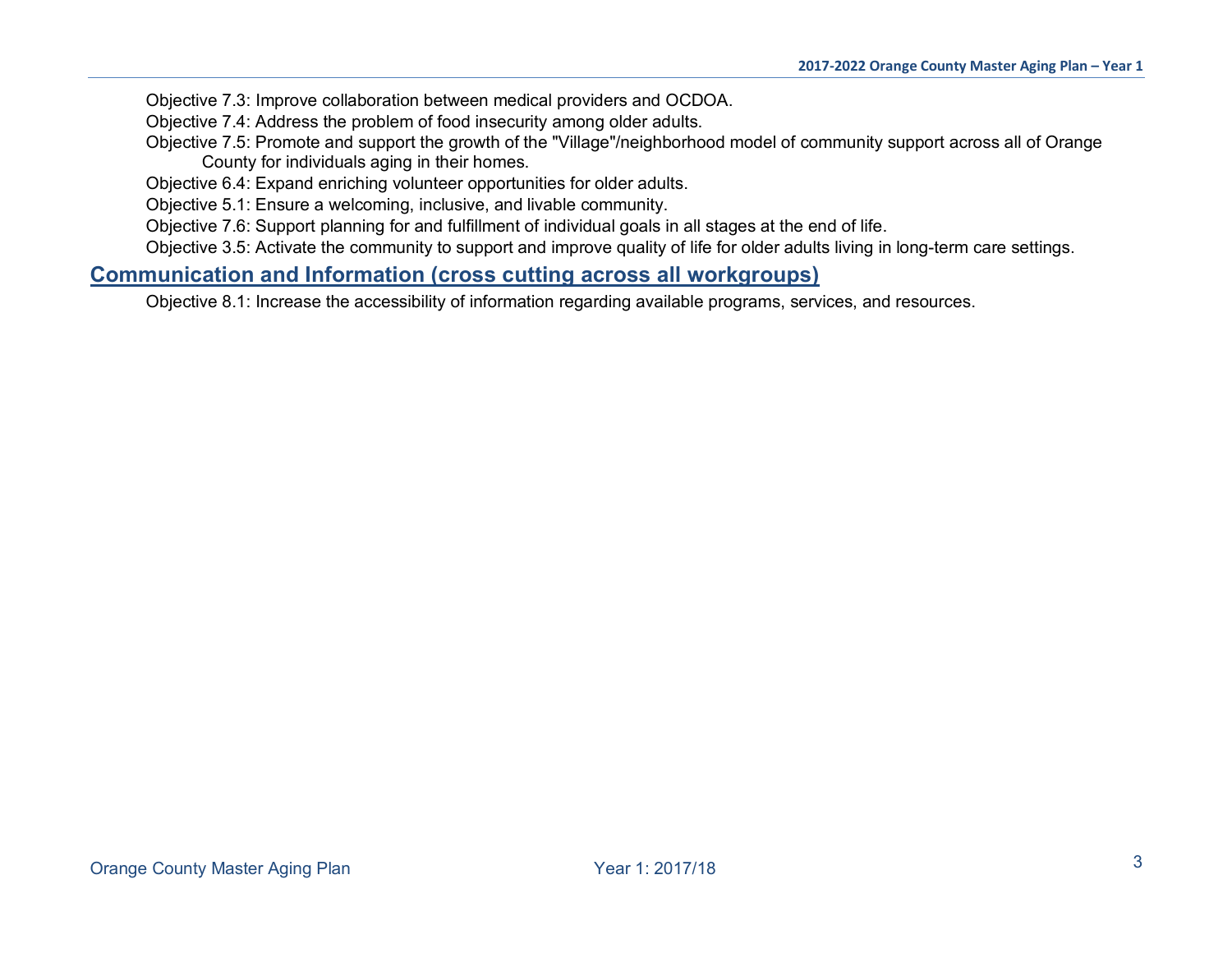Objective 7.3: Improve collaboration between medical providers and OCDOA.

Objective 7.4: Address the problem of food insecurity among older adults.

Objective 7.5: Promote and support the growth of the "Village"/neighborhood model of community support across all of Orange County for individuals aging in their homes.

Objective 6.4: Expand enriching volunteer opportunities for older adults.

Objective 5.1: Ensure a welcoming, inclusive, and livable community.

Objective 7.6: Support planning for and fulfillment of individual goals in all stages at the end of life.

Objective 3.5: Activate the community to support and improve quality of life for older adults living in long-term care settings.

## Communication and Information (cross cutting across all workgroups)

Objective 8.1: Increase the accessibility of information regarding available programs, services, and resources.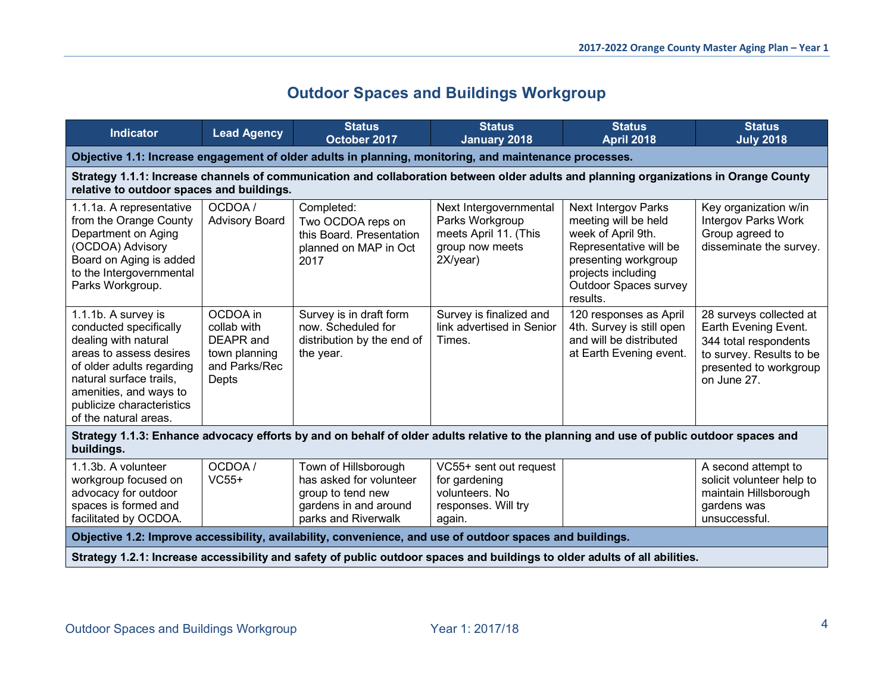# Outdoor Spaces and Buildings Workgroup

| Indicator | Lead Agency | Status October 2017 | Status January 2018 | Status April 2018 | Status July 2018 |
|---|---|---|---|---|---|
| **Objective 1.1: Increase engagement of older adults in planning, monitoring, and maintenance processes.** | | | | | |
| **Strategy 1.1.1: Increase channels of communication and collaboration between older adults and planning organizations in Orange County relative to outdoor spaces and buildings.** | | | | | |
| 1.1.1a. A representative from the Orange County Department on Aging (OCDOA) Advisory Board on Aging is added to the Intergovernmental Parks Workgroup. | OCDOA / Advisory Board | Completed: Two OCDOA reps on this Board. Presentation planned on MAP in Oct 2017 | Next Intergovernmental Parks Workgroup meets April 11. (This group now meets 2X/year) | Next Intergov Parks meeting will be held week of April 9th. Representative will be presenting workgroup projects including Outdoor Spaces survey results. | Key organization w/in Intergov Parks Work Group agreed to disseminate the survey. |
| 1.1.1b. A survey is conducted specifically dealing with natural areas to assess desires of older adults regarding natural surface trails, amenities, and ways to publicize characteristics of the natural areas. | OCDOA in collab with DEAPR and town planning and Parks/Rec Depts | Survey is in draft form now. Scheduled for distribution by the end of the year. | Survey is finalized and link advertised in Senior Times. | 120 responses as April 4th. Survey is still open and will be distributed at Earth Evening event. | 28 surveys collected at Earth Evening Event. 344 total respondents to survey. Results to be presented to workgroup on June 27. |
| **Strategy 1.1.3: Enhance advocacy efforts by and on behalf of older adults relative to the planning and use of public outdoor spaces and buildings.** | | | | | |
| 1.1.3b. A volunteer workgroup focused on advocacy for outdoor spaces is formed and facilitated by OCDOA. | OCDOA / VC55+ | Town of Hillsborough has asked for volunteer group to tend new gardens in and around parks and Riverwalk | VC55+ sent out request for gardening volunteers. No responses. Will try again. | | A second attempt to solicit volunteer help to maintain Hillsborough gardens was unsuccessful. |
| **Objective 1.2: Improve accessibility, availability, convenience, and use of outdoor spaces and buildings.** | | | | | |
| **Strategy 1.2.1: Increase accessibility and safety of public outdoor spaces and buildings to older adults of all abilities.** | | | | | |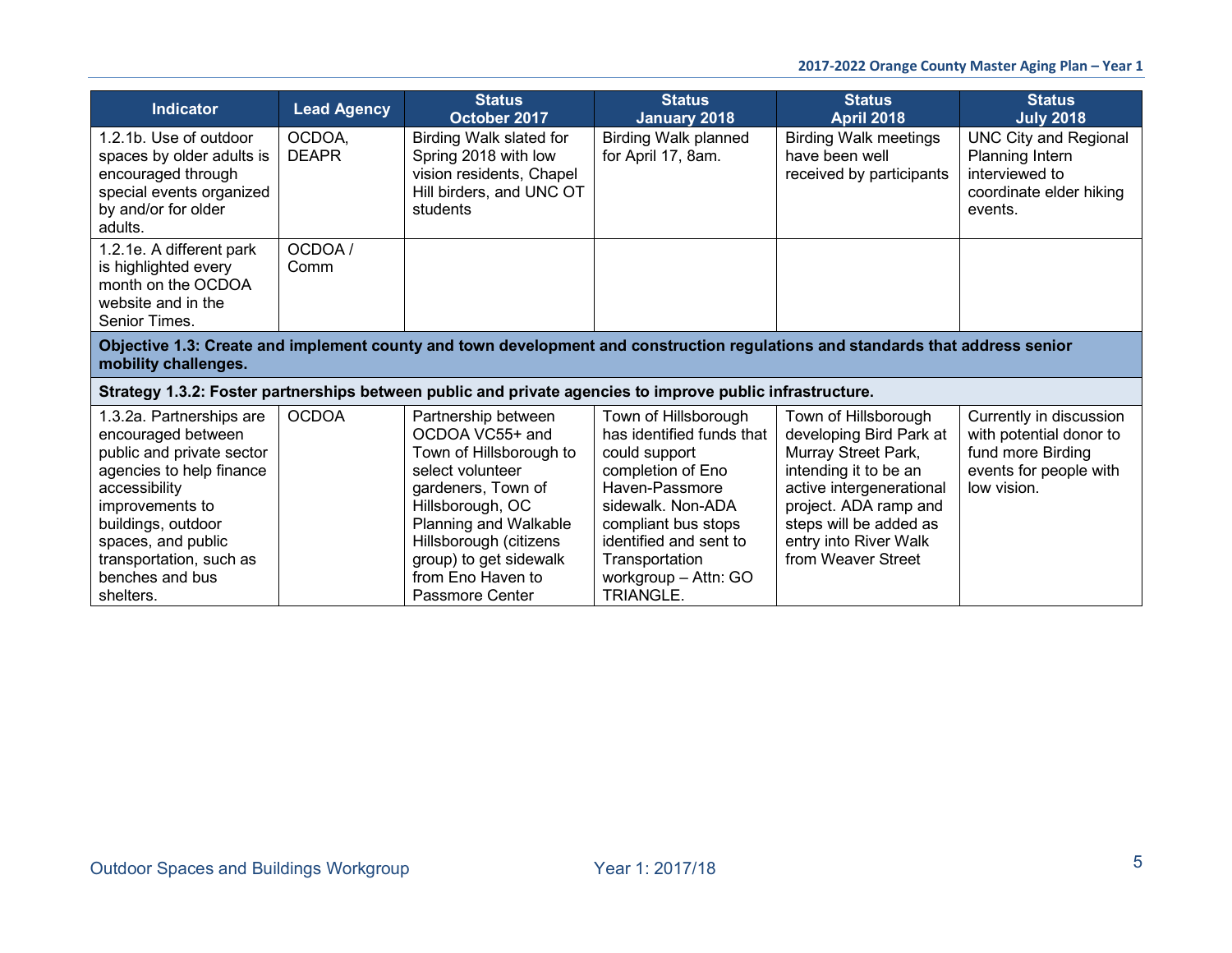| Indicator | Lead Agency | Status October 2017 | Status January 2018 | Status April 2018 | Status July 2018 |
|---|---|---|---|---|---|
| 1.2.1b. Use of outdoor spaces by older adults is encouraged through special events organized by and/or for older adults. | OCDOA, DEAPR | Birding Walk slated for Spring 2018 with low vision residents, Chapel Hill birders, and UNC OT students | Birding Walk planned for April 17, 8am. | Birding Walk meetings have been well received by participants | UNC City and Regional Planning Intern interviewed to coordinate elder hiking events. |
| 1.2.1e. A different park is highlighted every month on the OCDOA website and in the Senior Times. | OCDOA / Comm | | | | |
| **Objective 1.3: Create and implement county and town development and construction regulations and standards that address senior mobility challenges.** | | | | | |
| **Strategy 1.3.2: Foster partnerships between public and private agencies to improve public infrastructure.** | | | | | |
| 1.3.2a. Partnerships are encouraged between public and private sector agencies to help finance accessibility improvements to buildings, outdoor spaces, and public transportation, such as benches and bus shelters. | OCDOA | Partnership between OCDOA VC55+ and Town of Hillsborough to select volunteer gardeners, Town of Hillsborough, OC Planning and Walkable Hillsborough (citizens group) to get sidewalk from Eno Haven to Passmore Center | Town of Hillsborough has identified funds that could support completion of Eno Haven-Passmore sidewalk. Non-ADA compliant bus stops identified and sent to Transportation workgroup – Attn: GO TRIANGLE. | Town of Hillsborough developing Bird Park at Murray Street Park, intending it to be an active intergenerational project. ADA ramp and steps will be added as entry into River Walk from Weaver Street | Currently in discussion with potential donor to fund more Birding events for people with low vision. |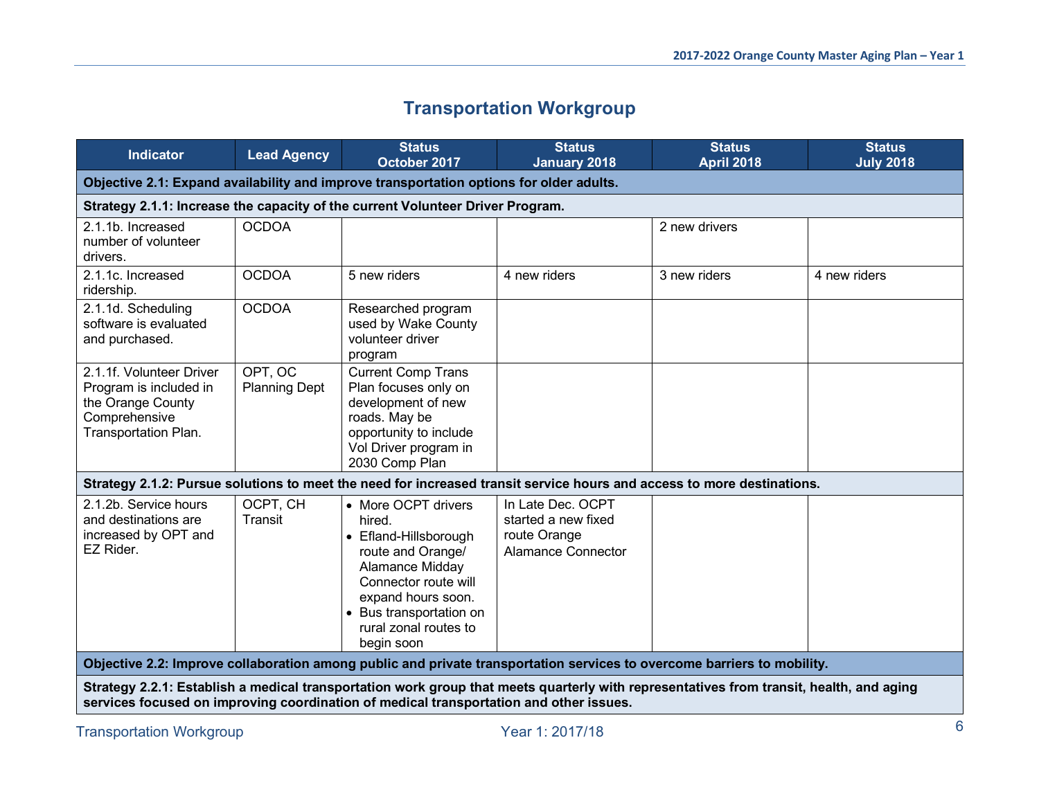# Transportation Workgroup

| Indicator | Lead Agency | Status October 2017 | Status January 2018 | Status April 2018 | Status July 2018 |
|---|---|---|---|---|---|
| **Objective 2.1: Expand availability and improve transportation options for older adults.** | | | | | |
| **Strategy 2.1.1: Increase the capacity of the current Volunteer Driver Program.** | | | | | |
| 2.1.1b. Increased number of volunteer drivers. | OCDOA | | | 2 new drivers | |
| 2.1.1c. Increased ridership. | OCDOA | 5 new riders | 4 new riders | 3 new riders | 4 new riders |
| 2.1.1d. Scheduling software is evaluated and purchased. | OCDOA | Researched program used by Wake County volunteer driver program | | | |
| 2.1.1f. Volunteer Driver Program is included in the Orange County Comprehensive Transportation Plan. | OPT, OC Planning Dept | Current Comp Trans Plan focuses only on development of new roads. May be opportunity to include Vol Driver program in 2030 Comp Plan | | | |
| **Strategy 2.1.2: Pursue solutions to meet the need for increased transit service hours and access to more destinations.** | | | | | |
| 2.1.2b. Service hours and destinations are increased by OPT and EZ Rider. | OCPT, CH Transit | • More OCPT drivers hired.<br>• Efland-Hillsborough route and Orange/ Alamance Midday Connector route will expand hours soon.<br>• Bus transportation on rural zonal routes to begin soon | In Late Dec. OCPT started a new fixed route Orange Alamance Connector | | |
| **Objective 2.2: Improve collaboration among public and private transportation services to overcome barriers to mobility.** | | | | | |
| **Strategy 2.2.1: Establish a medical transportation work group that meets quarterly with representatives from transit, health, and aging services focused on improving coordination of medical transportation and other issues.** | | | | | |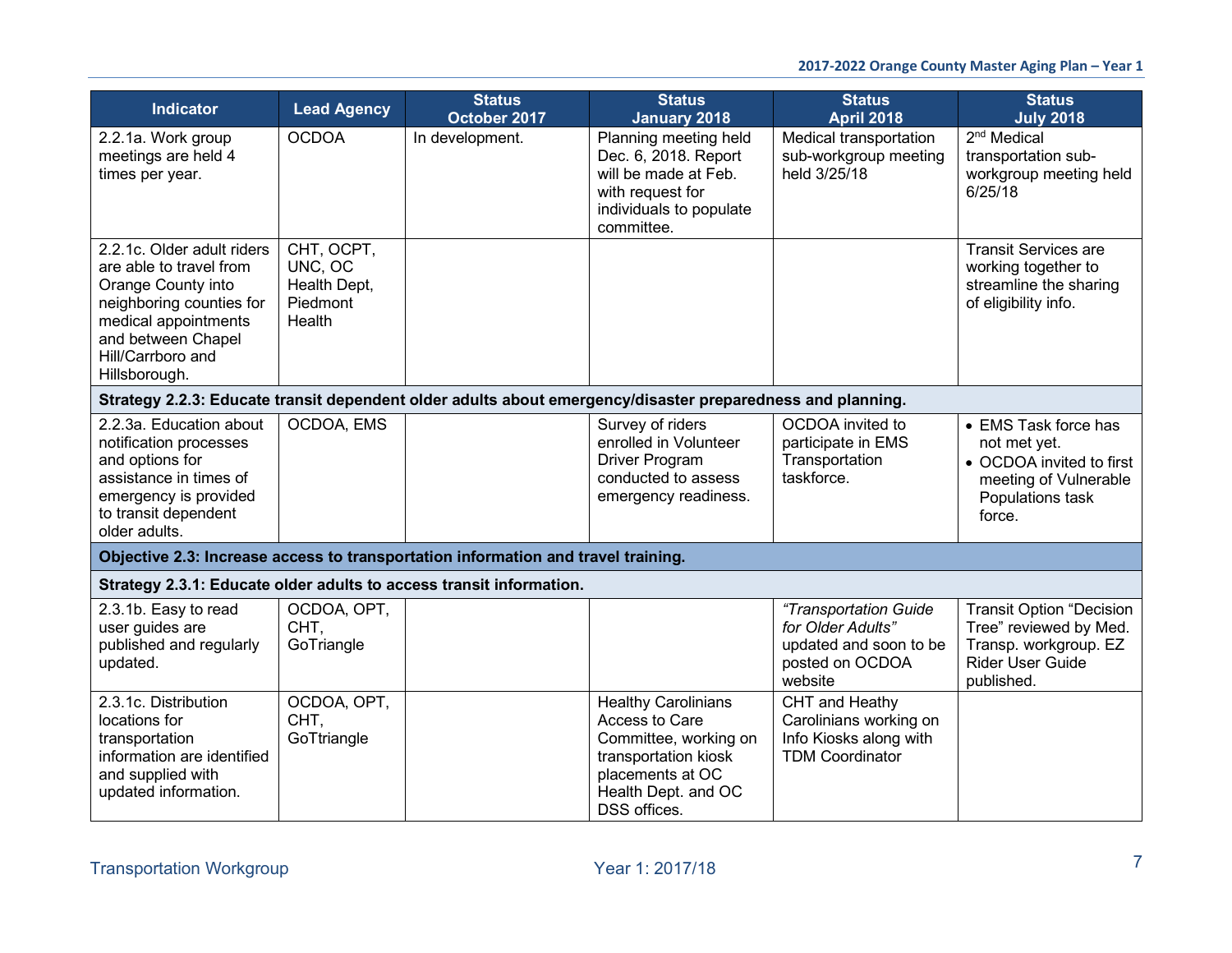| Indicator | Lead Agency | Status October 2017 | Status January 2018 | Status April 2018 | Status July 2018 |
|---|---|---|---|---|---|
| 2.2.1a. Work group meetings are held 4 times per year. | OCDOA | In development. | Planning meeting held Dec. 6, 2018. Report will be made at Feb. with request for individuals to populate committee. | Medical transportation sub-workgroup meeting held 3/25/18 | 2nd Medical transportation sub-workgroup meeting held 6/25/18 |
| 2.2.1c. Older adult riders are able to travel from Orange County into neighboring counties for medical appointments and between Chapel Hill/Carrboro and Hillsborough. | CHT, OCPT, UNC, OC Health Dept, Piedmont Health | | | | Transit Services are working together to streamline the sharing of eligibility info. |
| **Strategy 2.2.3: Educate transit dependent older adults about emergency/disaster preparedness and planning.** | | | | | |
| 2.2.3a. Education about notification processes and options for assistance in times of emergency is provided to transit dependent older adults. | OCDOA, EMS | | Survey of riders enrolled in Volunteer Driver Program conducted to assess emergency readiness. | OCDOA invited to participate in EMS Transportation taskforce. | • EMS Task force has not met yet.<br>• OCDOA invited to first meeting of Vulnerable Populations task force. |
| **Objective 2.3: Increase access to transportation information and travel training.** | | | | | |
| **Strategy 2.3.1: Educate older adults to access transit information.** | | | | | |
| 2.3.1b. Easy to read user guides are published and regularly updated. | OCDOA, OPT, CHT, GoTriangle | | | *"Transportation Guide for Older Adults"* updated and soon to be posted on OCDOA website | Transit Option "Decision Tree" reviewed by Med. Transp. workgroup. EZ Rider User Guide published. |
| 2.3.1c. Distribution locations for transportation information are identified and supplied with updated information. | OCDOA, OPT, CHT, GoTtriangle | | Healthy Carolinians Access to Care Committee, working on transportation kiosk placements at OC Health Dept. and OC DSS offices. | CHT and Heathy Carolinians working on Info Kiosks along with TDM Coordinator | |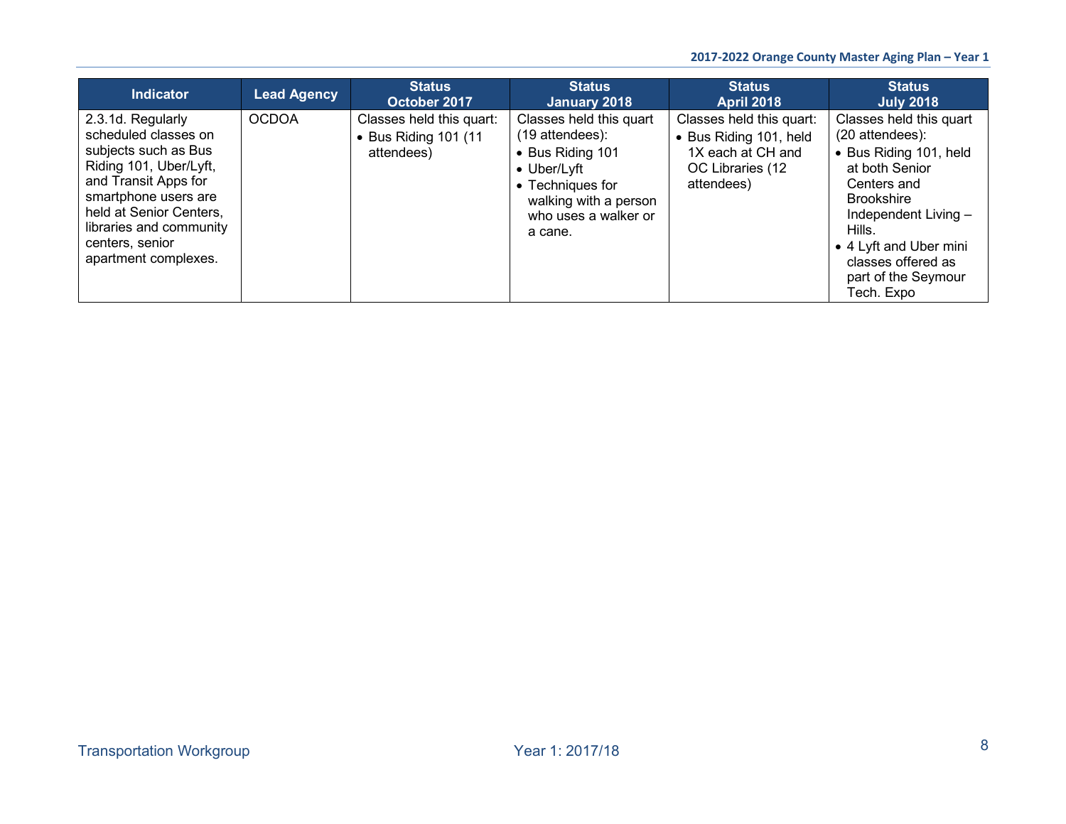| Indicator | Lead Agency | Status October 2017 | Status January 2018 | Status April 2018 | Status July 2018 |
|---|---|---|---|---|---|
| 2.3.1d. Regularly scheduled classes on subjects such as Bus Riding 101, Uber/Lyft, and Transit Apps for smartphone users are held at Senior Centers, libraries and community centers, senior apartment complexes. | OCDOA | Classes held this quart: • Bus Riding 101 (11 attendees) | Classes held this quart (19 attendees): • Bus Riding 101 • Uber/Lyft • Techniques for walking with a person who uses a walker or a cane. | Classes held this quart: • Bus Riding 101, held 1X each at CH and OC Libraries (12 attendees) | Classes held this quart (20 attendees): • Bus Riding 101, held at both Senior Centers and Brookshire Independent Living – Hills. • 4 Lyft and Uber mini classes offered as part of the Seymour Tech. Expo |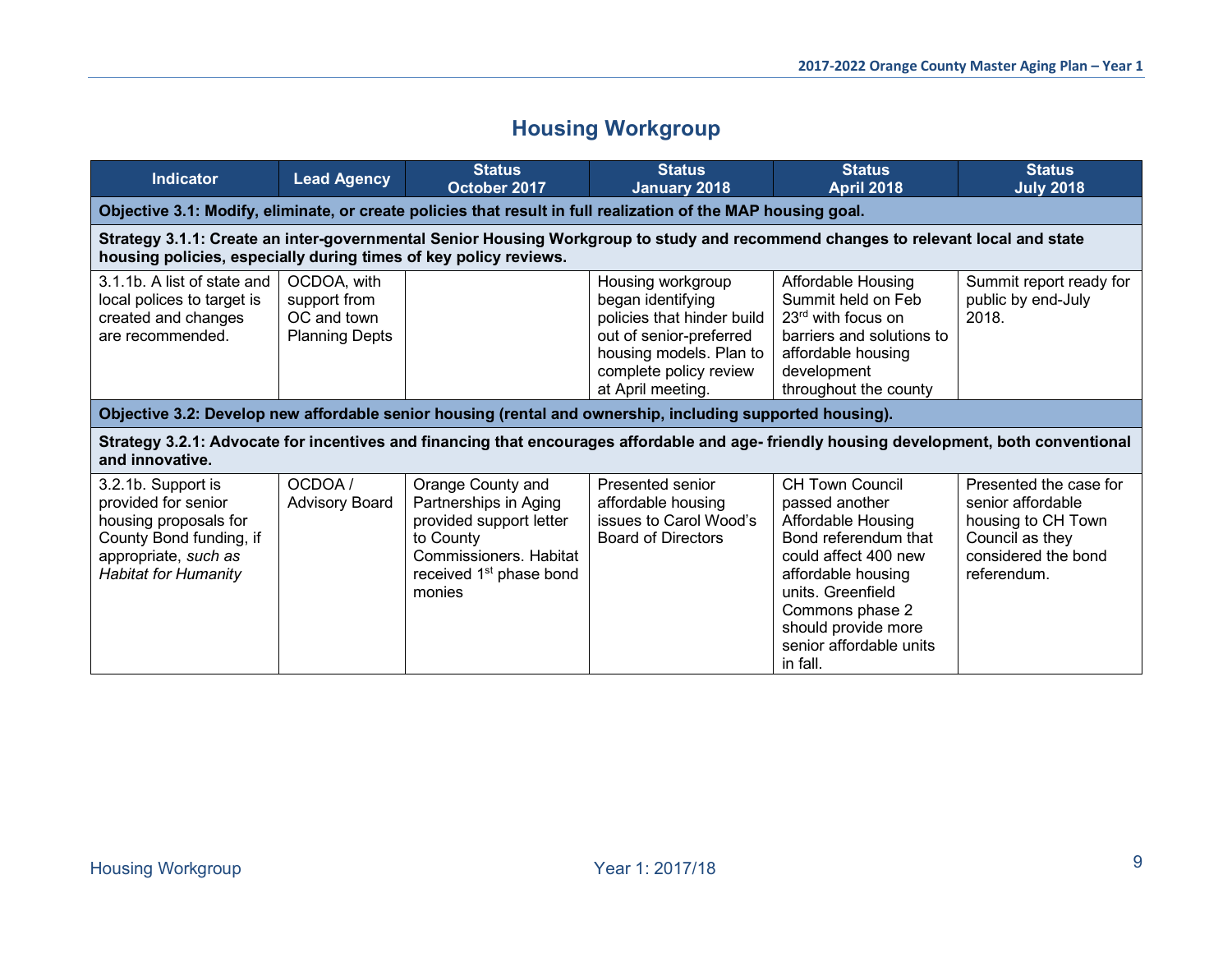# Housing Workgroup

| Indicator | Lead Agency | Status October 2017 | Status January 2018 | Status April 2018 | Status July 2018 |
|---|---|---|---|---|---|
| **Objective 3.1: Modify, eliminate, or create policies that result in full realization of the MAP housing goal.** | | | | | |
| **Strategy 3.1.1: Create an inter-governmental Senior Housing Workgroup to study and recommend changes to relevant local and state housing policies, especially during times of key policy reviews.** | | | | | |
| 3.1.1b. A list of state and local polices to target is created and changes are recommended. | OCDOA, with support from OC and town Planning Depts | | Housing workgroup began identifying policies that hinder build out of senior-preferred housing models. Plan to complete policy review at April meeting. | Affordable Housing Summit held on Feb 23rd with focus on barriers and solutions to affordable housing development throughout the county | Summit report ready for public by end-July 2018. |
| **Objective 3.2: Develop new affordable senior housing (rental and ownership, including supported housing).** | | | | | |
| **Strategy 3.2.1: Advocate for incentives and financing that encourages affordable and age- friendly housing development, both conventional and innovative.** | | | | | |
| 3.2.1b. Support is provided for senior housing proposals for County Bond funding, if appropriate, *such as Habitat for Humanity* | OCDOA / Advisory Board | Orange County and Partnerships in Aging provided support letter to County Commissioners. Habitat received 1st phase bond monies | Presented senior affordable housing issues to Carol Wood's Board of Directors | CH Town Council passed another Affordable Housing Bond referendum that could affect 400 new affordable housing units. Greenfield Commons phase 2 should provide more senior affordable units in fall. | Presented the case for senior affordable housing to CH Town Council as they considered the bond referendum. |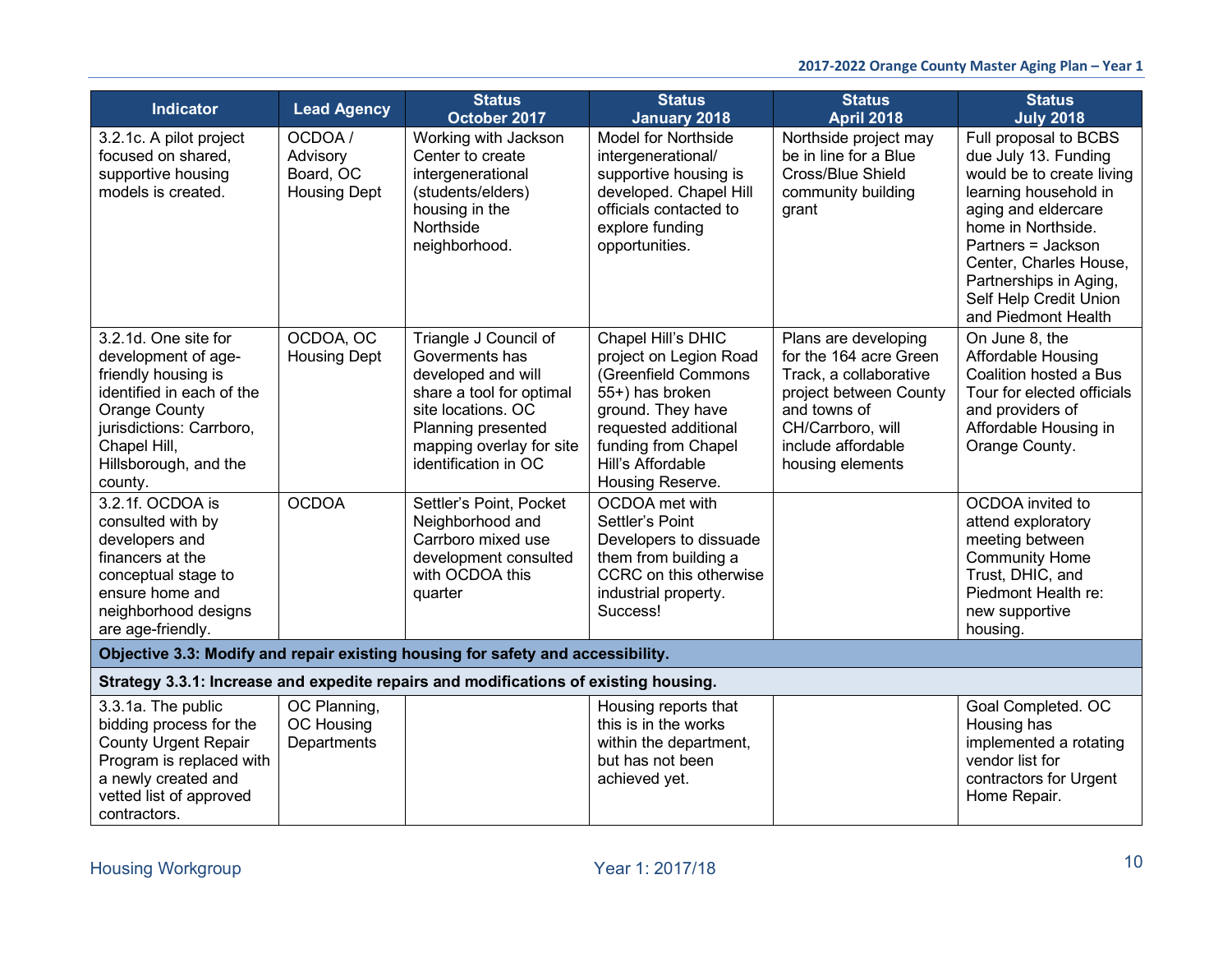| Indicator | Lead Agency | Status October 2017 | Status January 2018 | Status April 2018 | Status July 2018 |
|---|---|---|---|---|---|
| 3.2.1c. A pilot project focused on shared, supportive housing models is created. | OCDOA / Advisory Board, OC Housing Dept | Working with Jackson Center to create intergenerational (students/elders) housing in the Northside neighborhood. | Model for Northside intergenerational/ supportive housing is developed. Chapel Hill officials contacted to explore funding opportunities. | Northside project may be in line for a Blue Cross/Blue Shield community building grant | Full proposal to BCBS due July 13. Funding would be to create living learning household in aging and eldercare home in Northside. Partners = Jackson Center, Charles House, Partnerships in Aging, Self Help Credit Union and Piedmont Health |
| 3.2.1d. One site for development of age-friendly housing is identified in each of the Orange County jurisdictions: Carrboro, Chapel Hill, Hillsborough, and the county. | OCDOA, OC Housing Dept | Triangle J Council of Goverments has developed and will share a tool for optimal site locations. OC Planning presented mapping overlay for site identification in OC | Chapel Hill's DHIC project on Legion Road (Greenfield Commons 55+) has broken ground. They have requested additional funding from Chapel Hill's Affordable Housing Reserve. | Plans are developing for the 164 acre Green Track, a collaborative project between County and towns of CH/Carrboro, will include affordable housing elements | On June 8, the Affordable Housing Coalition hosted a Bus Tour for elected officials and providers of Affordable Housing in Orange County. |
| 3.2.1f. OCDOA is consulted with by developers and financers at the conceptual stage to ensure home and neighborhood designs are age-friendly. | OCDOA | Settler's Point, Pocket Neighborhood and Carrboro mixed use development consulted with OCDOA this quarter | OCDOA met with Settler's Point Developers to dissuade them from building a CCRC on this otherwise industrial property. Success! | | OCDOA invited to attend exploratory meeting between Community Home Trust, DHIC, and Piedmont Health re: new supportive housing. |
| **Objective 3.3: Modify and repair existing housing for safety and accessibility.** | | | | | |
| **Strategy 3.3.1: Increase and expedite repairs and modifications of existing housing.** | | | | | |
| 3.3.1a. The public bidding process for the County Urgent Repair Program is replaced with a newly created and vetted list of approved contractors. | OC Planning, OC Housing Departments | | Housing reports that this is in the works within the department, but has not been achieved yet. | | Goal Completed. OC Housing has implemented a rotating vendor list for contractors for Urgent Home Repair. |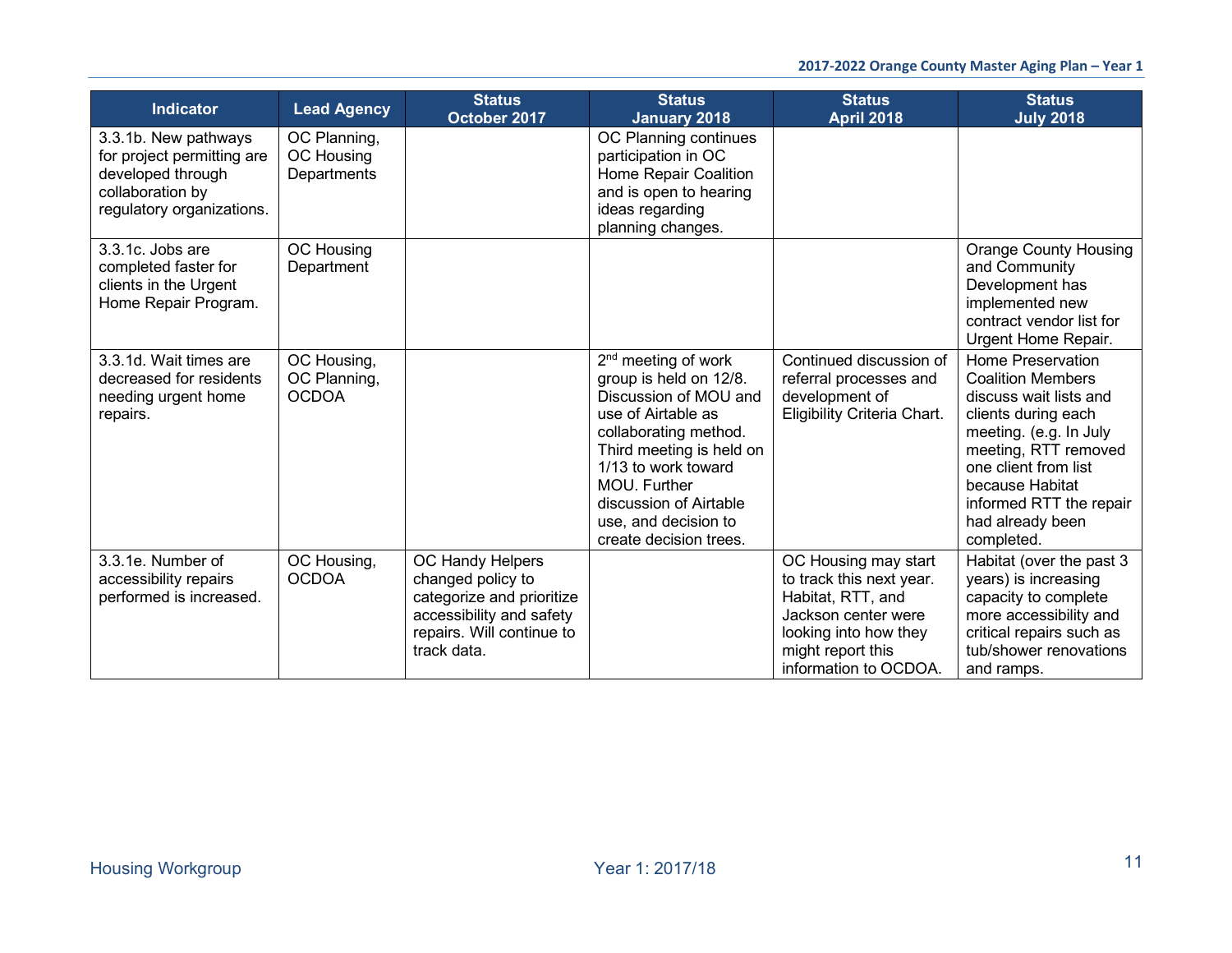| Indicator | Lead Agency | Status October 2017 | Status January 2018 | Status April 2018 | Status July 2018 |
|---|---|---|---|---|---|
| 3.3.1b. New pathways for project permitting are developed through collaboration by regulatory organizations. | OC Planning, OC Housing Departments | | OC Planning continues participation in OC Home Repair Coalition and is open to hearing ideas regarding planning changes. | | |
| 3.3.1c. Jobs are completed faster for clients in the Urgent Home Repair Program. | OC Housing Department | | | | Orange County Housing and Community Development has implemented new contract vendor list for Urgent Home Repair. |
| 3.3.1d. Wait times are decreased for residents needing urgent home repairs. | OC Housing, OC Planning, OCDOA | | 2nd meeting of work group is held on 12/8. Discussion of MOU and use of Airtable as collaborating method. Third meeting is held on 1/13 to work toward MOU. Further discussion of Airtable use, and decision to create decision trees. | Continued discussion of referral processes and development of Eligibility Criteria Chart. | Home Preservation Coalition Members discuss wait lists and clients during each meeting. (e.g. In July meeting, RTT removed one client from list because Habitat informed RTT the repair had already been completed. |
| 3.3.1e. Number of accessibility repairs performed is increased. | OC Housing, OCDOA | OC Handy Helpers changed policy to categorize and prioritize accessibility and safety repairs. Will continue to track data. | | OC Housing may start to track this next year. Habitat, RTT, and Jackson center were looking into how they might report this information to OCDOA. | Habitat (over the past 3 years) is increasing capacity to complete more accessibility and critical repairs such as tub/shower renovations and ramps. |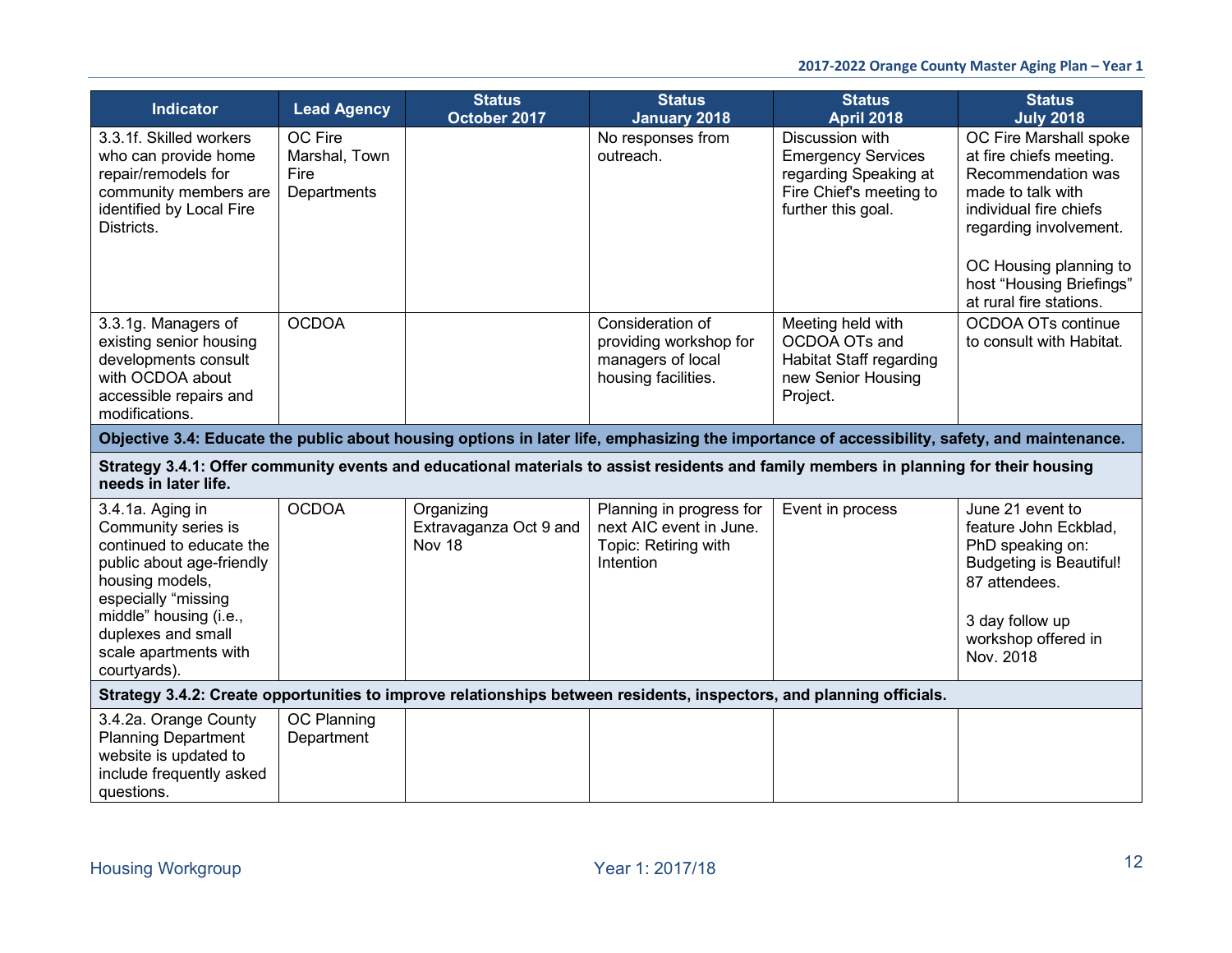| Indicator | Lead Agency | Status October 2017 | Status January 2018 | Status April 2018 | Status July 2018 |
|---|---|---|---|---|---|
| 3.3.1f. Skilled workers who can provide home repair/remodels for community members are identified by Local Fire Districts. | OC Fire Marshal, Town Fire Departments | | No responses from outreach. | Discussion with Emergency Services regarding Speaking at Fire Chief's meeting to further this goal. | OC Fire Marshall spoke at fire chiefs meeting. Recommendation was made to talk with individual fire chiefs regarding involvement.<br><br>OC Housing planning to host "Housing Briefings" at rural fire stations. |
| 3.3.1g. Managers of existing senior housing developments consult with OCDOA about accessible repairs and modifications. | OCDOA | | Consideration of providing workshop for managers of local housing facilities. | Meeting held with OCDOA OTs and Habitat Staff regarding new Senior Housing Project. | OCDOA OTs continue to consult with Habitat. |
| **Objective 3.4: Educate the public about housing options in later life, emphasizing the importance of accessibility, safety, and maintenance.** | | | | | |
| **Strategy 3.4.1: Offer community events and educational materials to assist residents and family members in planning for their housing needs in later life.** | | | | | |
| 3.4.1a. Aging in Community series is continued to educate the public about age-friendly housing models, especially "missing middle" housing (i.e., duplexes and small scale apartments with courtyards). | OCDOA | Organizing Extravaganza Oct 9 and Nov 18 | Planning in progress for next AIC event in June. Topic: Retiring with Intention | Event in process | June 21 event to feature John Eckblad, PhD speaking on: Budgeting is Beautiful! 87 attendees.<br><br>3 day follow up workshop offered in Nov. 2018 |
| **Strategy 3.4.2: Create opportunities to improve relationships between residents, inspectors, and planning officials.** | | | | | |
| 3.4.2a. Orange County Planning Department website is updated to include frequently asked questions. | OC Planning Department | | | | |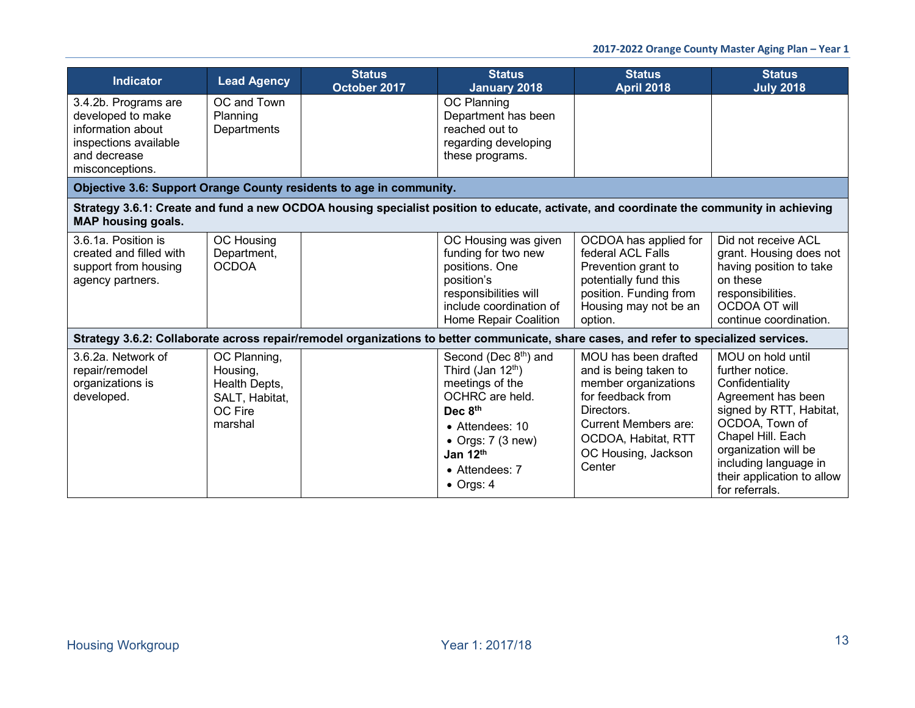| Indicator | Lead Agency | Status October 2017 | Status January 2018 | Status April 2018 | Status July 2018 |
|---|---|---|---|---|---|
| 3.4.2b. Programs are developed to make information about inspections available and decrease misconceptions. | OC and Town Planning Departments | | OC Planning Department has been reached out to regarding developing these programs. | | |
| **Objective 3.6: Support Orange County residents to age in community.** | | | | | |
| **Strategy 3.6.1: Create and fund a new OCDOA housing specialist position to educate, activate, and coordinate the community in achieving MAP housing goals.** | | | | | |
| 3.6.1a. Position is created and filled with support from housing agency partners. | OC Housing Department, OCDOA | | OC Housing was given funding for two new positions. One position's responsibilities will include coordination of Home Repair Coalition | OCDOA has applied for federal ACL Falls Prevention grant to potentially fund this position. Funding from Housing may not be an option. | Did not receive ACL grant. Housing does not having position to take on these responsibilities. OCDOA OT will continue coordination. |
| **Strategy 3.6.2: Collaborate across repair/remodel organizations to better communicate, share cases, and refer to specialized services.** | | | | | |
| 3.6.2a. Network of repair/remodel organizations is developed. | OC Planning, Housing, Health Depts, SALT, Habitat, OC Fire marshal | | Second (Dec 8th) and Third (Jan 12th) meetings of the OCHRC are held. **Dec 8th** • Attendees: 10 • Orgs: 7 (3 new) **Jan 12th** • Attendees: 7 • Orgs: 4 | MOU has been drafted and is being taken to member organizations for feedback from Directors. Current Members are: OCDOA, Habitat, RTT OC Housing, Jackson Center | MOU on hold until further notice. Confidentiality Agreement has been signed by RTT, Habitat, OCDOA, Town of Chapel Hill. Each organization will be including language in their application to allow for referrals. |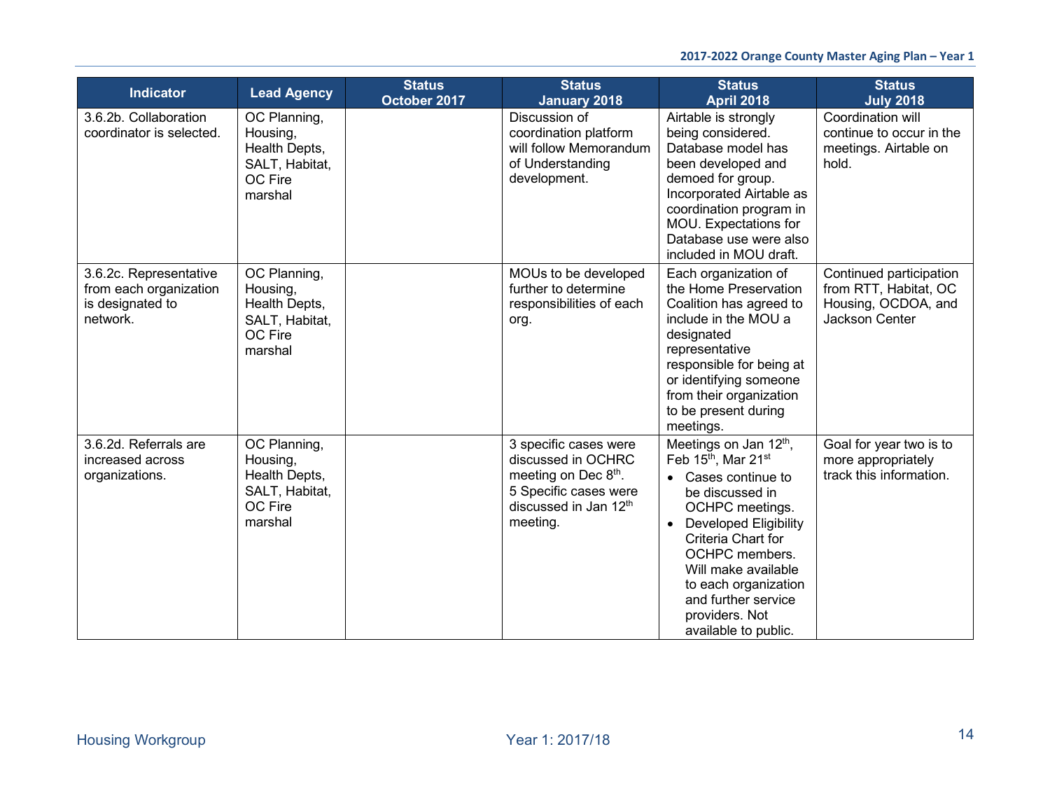| Indicator | Lead Agency | Status October 2017 | Status January 2018 | Status April 2018 | Status July 2018 |
|---|---|---|---|---|---|
| 3.6.2b. Collaboration coordinator is selected. | OC Planning, Housing, Health Depts, SALT, Habitat, OC Fire marshal | | Discussion of coordination platform will follow Memorandum of Understanding development. | Airtable is strongly being considered. Database model has been developed and demoed for group. Incorporated Airtable as coordination program in MOU. Expectations for Database use were also included in MOU draft. | Coordination will continue to occur in the meetings. Airtable on hold. |
| 3.6.2c. Representative from each organization is designated to network. | OC Planning, Housing, Health Depts, SALT, Habitat, OC Fire marshal | | MOUs to be developed further to determine responsibilities of each org. | Each organization of the Home Preservation Coalition has agreed to include in the MOU a designated representative responsible for being at or identifying someone from their organization to be present during meetings. | Continued participation from RTT, Habitat, OC Housing, OCDOA, and Jackson Center |
| 3.6.2d. Referrals are increased across organizations. | OC Planning, Housing, Health Depts, SALT, Habitat, OC Fire marshal | | 3 specific cases were discussed in OCHRC meeting on Dec 8th. 5 Specific cases were discussed in Jan 12th meeting. | Meetings on Jan 12th, Feb 15th, Mar 21st<br>• Cases continue to be discussed in OCHPC meetings.<br>• Developed Eligibility Criteria Chart for OCHPC members. Will make available to each organization and further service providers. Not available to public. | Goal for year two is to more appropriately track this information. |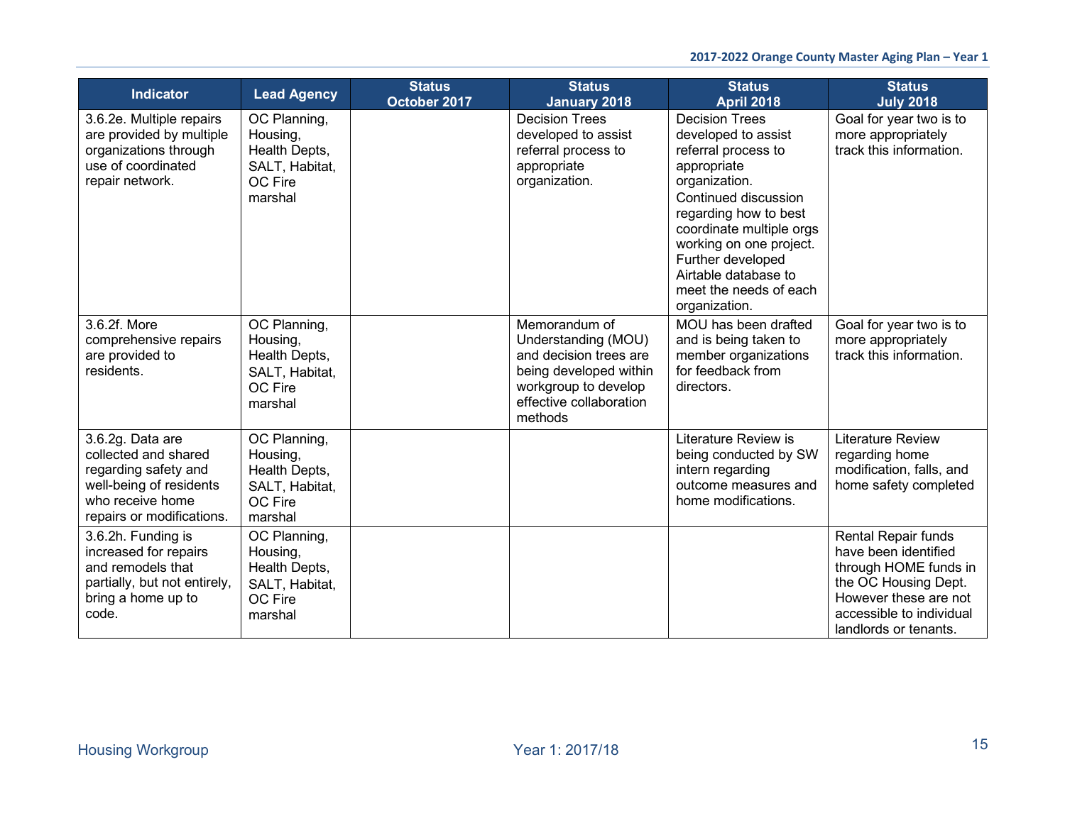| Indicator | Lead Agency | Status October 2017 | Status January 2018 | Status April 2018 | Status July 2018 |
|---|---|---|---|---|---|
| 3.6.2e. Multiple repairs are provided by multiple organizations through use of coordinated repair network. | OC Planning, Housing, Health Depts, SALT, Habitat, OC Fire marshal | | Decision Trees developed to assist referral process to appropriate organization. | Decision Trees developed to assist referral process to appropriate organization. Continued discussion regarding how to best coordinate multiple orgs working on one project. Further developed Airtable database to meet the needs of each organization. | Goal for year two is to more appropriately track this information. |
| 3.6.2f. More comprehensive repairs are provided to residents. | OC Planning, Housing, Health Depts, SALT, Habitat, OC Fire marshal | | Memorandum of Understanding (MOU) and decision trees are being developed within workgroup to develop effective collaboration methods | MOU has been drafted and is being taken to member organizations for feedback from directors. | Goal for year two is to more appropriately track this information. |
| 3.6.2g. Data are collected and shared regarding safety and well-being of residents who receive home repairs or modifications. | OC Planning, Housing, Health Depts, SALT, Habitat, OC Fire marshal | | | Literature Review is being conducted by SW intern regarding outcome measures and home modifications. | Literature Review regarding home modification, falls, and home safety completed |
| 3.6.2h. Funding is increased for repairs and remodels that partially, but not entirely, bring a home up to code. | OC Planning, Housing, Health Depts, SALT, Habitat, OC Fire marshal | | | | Rental Repair funds have been identified through HOME funds in the OC Housing Dept. However these are not accessible to individual landlords or tenants. |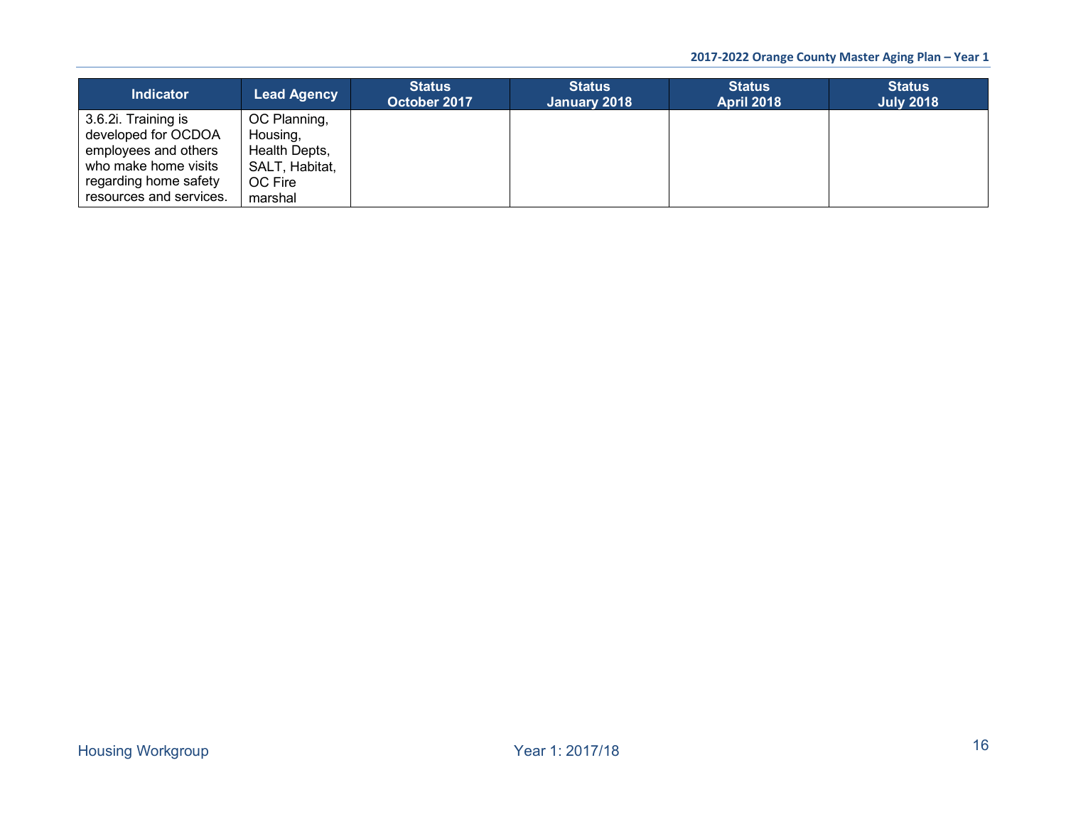| Indicator | Lead Agency | Status October 2017 | Status January 2018 | Status April 2018 | Status July 2018 |
|---|---|---|---|---|---|
| 3.6.2i. Training is developed for OCDOA employees and others who make home visits regarding home safety resources and services. | OC Planning, Housing, Health Depts, SALT, Habitat, OC Fire marshal | | | | |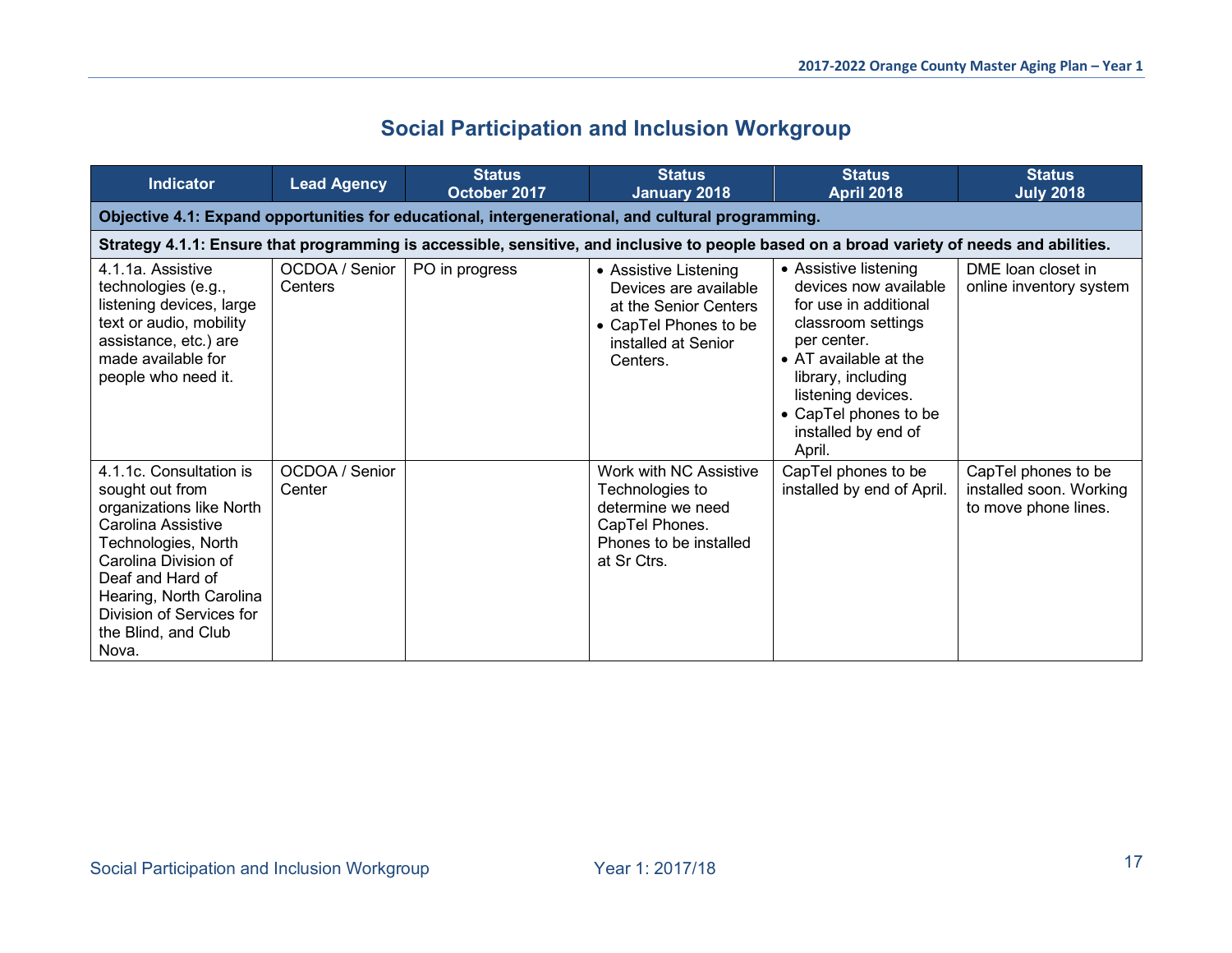## Social Participation and Inclusion Workgroup

| Indicator | Lead Agency | Status October 2017 | Status January 2018 | Status April 2018 | Status July 2018 |
|---|---|---|---|---|---|
| **Objective 4.1: Expand opportunities for educational, intergenerational, and cultural programming.** | | | | | |
| **Strategy 4.1.1: Ensure that programming is accessible, sensitive, and inclusive to people based on a broad variety of needs and abilities.** | | | | | |
| 4.1.1a. Assistive technologies (e.g., listening devices, large text or audio, mobility assistance, etc.) are made available for people who need it. | OCDOA / Senior Centers | PO in progress | • Assistive Listening Devices are available at the Senior Centers<br>• CapTel Phones to be installed at Senior Centers. | • Assistive listening devices now available for use in additional classroom settings per center.<br>• AT available at the library, including listening devices.<br>• CapTel phones to be installed by end of April. | DME loan closet in online inventory system |
| 4.1.1c. Consultation is sought out from organizations like North Carolina Assistive Technologies, North Carolina Division of Deaf and Hard of Hearing, North Carolina Division of Services for the Blind, and Club Nova. | OCDOA / Senior Center | | Work with NC Assistive Technologies to determine we need CapTel Phones. Phones to be installed at Sr Ctrs. | CapTel phones to be installed by end of April. | CapTel phones to be installed soon. Working to move phone lines. |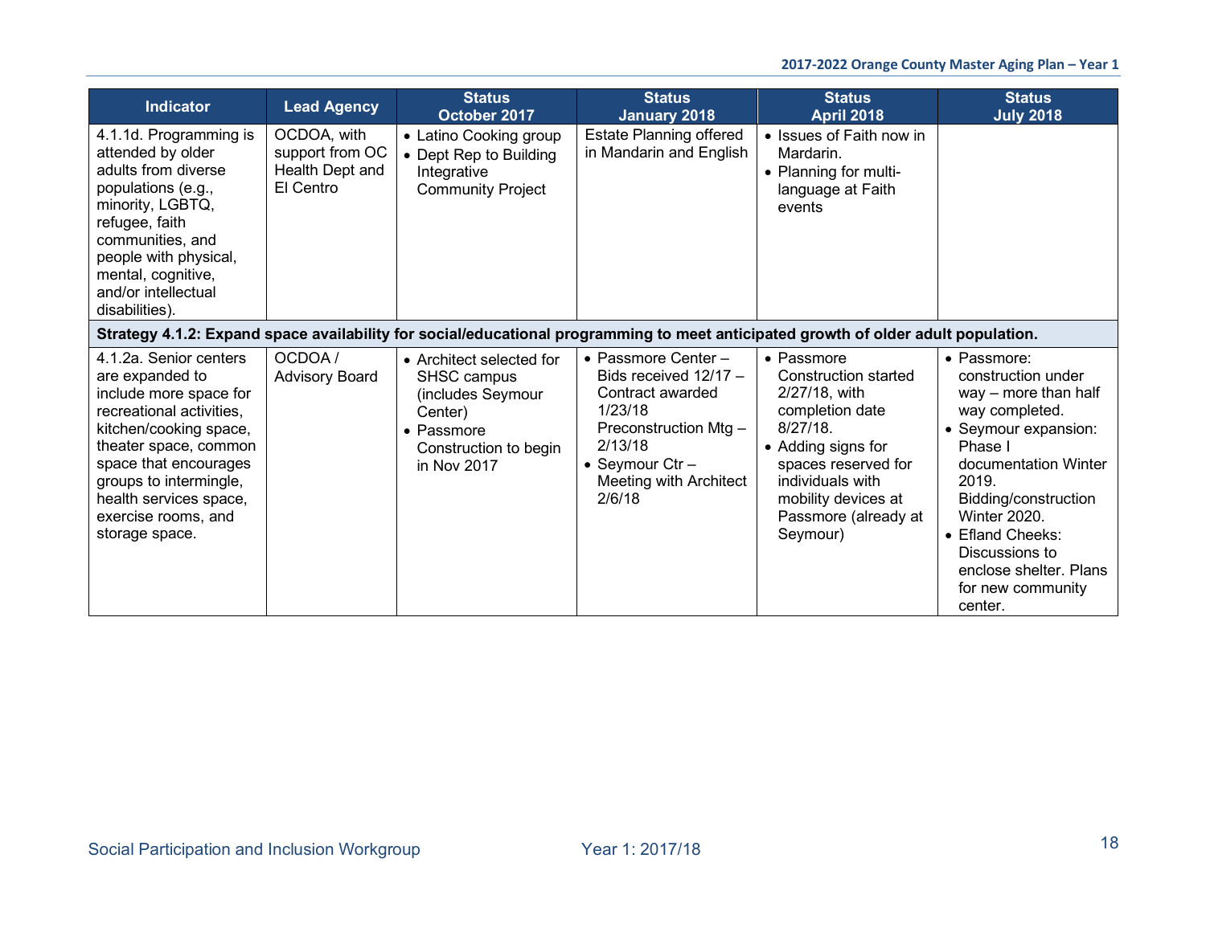| Indicator | Lead Agency | Status October 2017 | Status January 2018 | Status April 2018 | Status July 2018 |
|---|---|---|---|---|---|
| 4.1.1d. Programming is attended by older adults from diverse populations (e.g., minority, LGBTQ, refugee, faith communities, and people with physical, mental, cognitive, and/or intellectual disabilities). | OCDOA, with support from OC Health Dept and El Centro | • Latino Cooking group<br>• Dept Rep to Building Integrative Community Project | Estate Planning offered in Mandarin and English | • Issues of Faith now in Mardarin.<br>• Planning for multi-language at Faith events | |
| **Strategy 4.1.2: Expand space availability for social/educational programming to meet anticipated growth of older adult population.** | | | | | |
| 4.1.2a. Senior centers are expanded to include more space for recreational activities, kitchen/cooking space, theater space, common space that encourages groups to intermingle, health services space, exercise rooms, and storage space. | OCDOA / Advisory Board | • Architect selected for SHSC campus (includes Seymour Center)<br>• Passmore Construction to begin in Nov 2017 | • Passmore Center – Bids received 12/17 – Contract awarded 1/23/18 Preconstruction Mtg – 2/13/18<br>• Seymour Ctr – Meeting with Architect 2/6/18 | • Passmore Construction started 2/27/18, with completion date 8/27/18.<br>• Adding signs for spaces reserved for individuals with mobility devices at Passmore (already at Seymour) | • Passmore: construction under way – more than half way completed.<br>• Seymour expansion: Phase I documentation Winter 2019. Bidding/construction Winter 2020.<br>• Efland Cheeks: Discussions to enclose shelter. Plans for new community center. |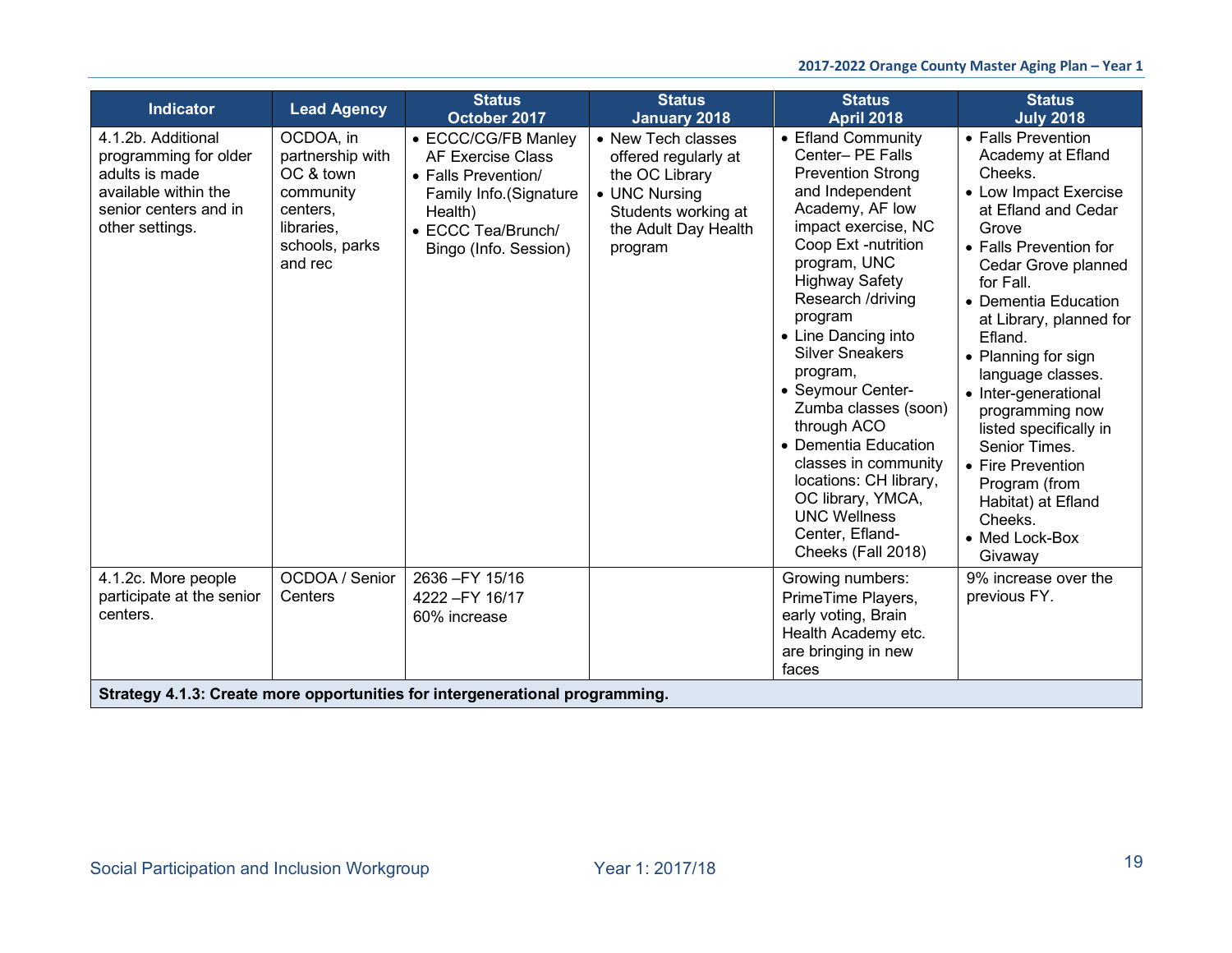| Indicator | Lead Agency | Status October 2017 | Status January 2018 | Status April 2018 | Status July 2018 |
|---|---|---|---|---|---|
| 4.1.2b. Additional programming for older adults is made available within the senior centers and in other settings. | OCDOA, in partnership with OC & town community centers, libraries, schools, parks and rec | • ECCC/CG/FB Manley AF Exercise Class<br>• Falls Prevention/ Family Info.(Signature Health)<br>• ECCC Tea/Brunch/ Bingo (Info. Session) | • New Tech classes offered regularly at the OC Library<br>• UNC Nursing Students working at the Adult Day Health program | • Efland Community Center– PE Falls Prevention Strong and Independent Academy, AF low impact exercise, NC Coop Ext -nutrition program, UNC Highway Safety Research /driving program<br>• Line Dancing into Silver Sneakers program,<br>• Seymour Center- Zumba classes (soon) through ACO<br>• Dementia Education classes in community locations: CH library, OC library, YMCA, UNC Wellness Center, Efland-Cheeks (Fall 2018) | • Falls Prevention Academy at Efland Cheeks.<br>• Low Impact Exercise at Efland and Cedar Grove<br>• Falls Prevention for Cedar Grove planned for Fall.<br>• Dementia Education at Library, planned for Efland.<br>• Planning for sign language classes.<br>• Inter-generational programming now listed specifically in Senior Times.<br>• Fire Prevention Program (from Habitat) at Efland Cheeks.<br>• Med Lock-Box Givaway |
| 4.1.2c. More people participate at the senior centers. | OCDOA / Senior Centers | 2636 –FY 15/16<br>4222 –FY 16/17<br>60% increase | | Growing numbers: PrimeTime Players, early voting, Brain Health Academy etc. are bringing in new faces | 9% increase over the previous FY. |
| **Strategy 4.1.3: Create more opportunities for intergenerational programming.** | | | | | |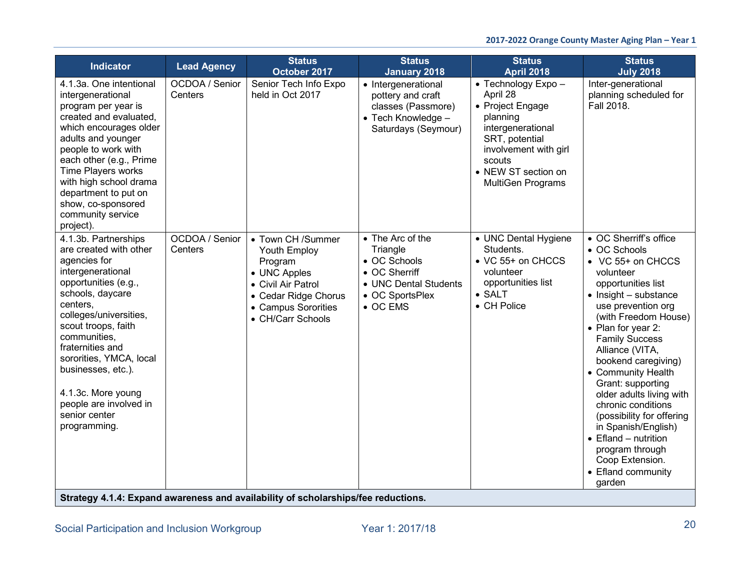| Indicator | Lead Agency | Status October 2017 | Status January 2018 | Status April 2018 | Status July 2018 |
|---|---|---|---|---|---|
| 4.1.3a. One intentional intergenerational program per year is created and evaluated, which encourages older adults and younger people to work with each other (e.g., Prime Time Players works with high school drama department to put on show, co-sponsored community service project). | OCDOA / Senior Centers | Senior Tech Info Expo held in Oct 2017 | • Intergenerational pottery and craft classes (Passmore)<br>• Tech Knowledge – Saturdays (Seymour) | • Technology Expo – April 28<br>• Project Engage planning intergenerational SRT, potential involvement with girl scouts<br>• NEW ST section on MultiGen Programs | Inter-generational planning scheduled for Fall 2018. |
| 4.1.3b. Partnerships are created with other agencies for intergenerational opportunities (e.g., schools, daycare centers, colleges/universities, scout troops, faith communities, fraternities and sororities, YMCA, local businesses, etc.).<br><br>4.1.3c. More young people are involved in senior center programming. | OCDOA / Senior Centers | • Town CH /Summer Youth Employ Program<br>• UNC Apples<br>• Civil Air Patrol<br>• Cedar Ridge Chorus<br>• Campus Sororities<br>• CH/Carr Schools | • The Arc of the Triangle<br>• OC Schools<br>• OC Sherriff<br>• UNC Dental Students<br>• OC SportsPlex<br>• OC EMS | • UNC Dental Hygiene Students.<br>• VC 55+ on CHCCS volunteer opportunities list<br>• SALT<br>• CH Police | • OC Sherriff's office<br>• OC Schools<br>• VC 55+ on CHCCS volunteer opportunities list<br>• Insight – substance use prevention org (with Freedom House)<br>• Plan for year 2: Family Success Alliance (VITA, bookend caregiving)<br>• Community Health Grant: supporting older adults living with chronic conditions (possibility for offering in Spanish/English)<br>• Efland – nutrition program through Coop Extension.<br>• Efland community garden |
| **Strategy 4.1.4: Expand awareness and availability of scholarships/fee reductions.** | | | | | |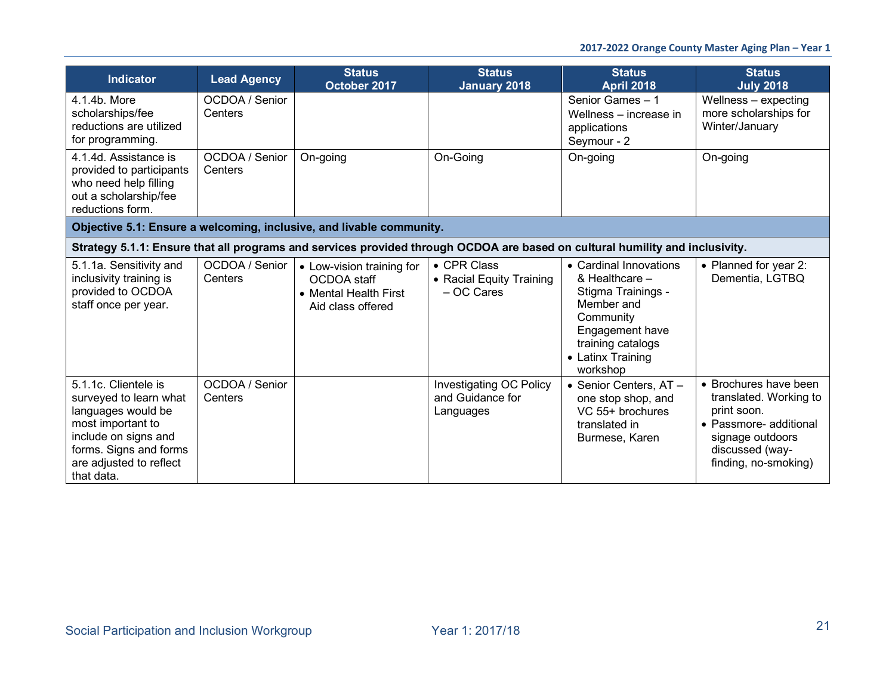| Indicator | Lead Agency | Status October 2017 | Status January 2018 | Status April 2018 | Status July 2018 |
|---|---|---|---|---|---|
| 4.1.4b. More scholarships/fee reductions are utilized for programming. | OCDOA / Senior Centers | | | Senior Games – 1<br>Wellness – increase in applications<br>Seymour - 2 | Wellness – expecting more scholarships for Winter/January |
| 4.1.4d. Assistance is provided to participants who need help filling out a scholarship/fee reductions form. | OCDOA / Senior Centers | On-going | On-Going | On-going | On-going |
| **Objective 5.1: Ensure a welcoming, inclusive, and livable community.** | | | | | |
| **Strategy 5.1.1: Ensure that all programs and services provided through OCDOA are based on cultural humility and inclusivity.** | | | | | |
| 5.1.1a. Sensitivity and inclusivity training is provided to OCDOA staff once per year. | OCDOA / Senior Centers | • Low-vision training for OCDOA staff<br>• Mental Health First Aid class offered | • CPR Class<br>• Racial Equity Training – OC Cares | • Cardinal Innovations & Healthcare – Stigma Trainings - Member and Community Engagement have training catalogs<br>• Latinx Training workshop | • Planned for year 2: Dementia, LGTBQ |
| 5.1.1c. Clientele is surveyed to learn what languages would be most important to include on signs and forms. Signs and forms are adjusted to reflect that data. | OCDOA / Senior Centers | | Investigating OC Policy and Guidance for Languages | • Senior Centers, AT – one stop shop, and VC 55+ brochures translated in Burmese, Karen | • Brochures have been translated. Working to print soon.<br>• Passmore- additional signage outdoors discussed (way-finding, no-smoking) |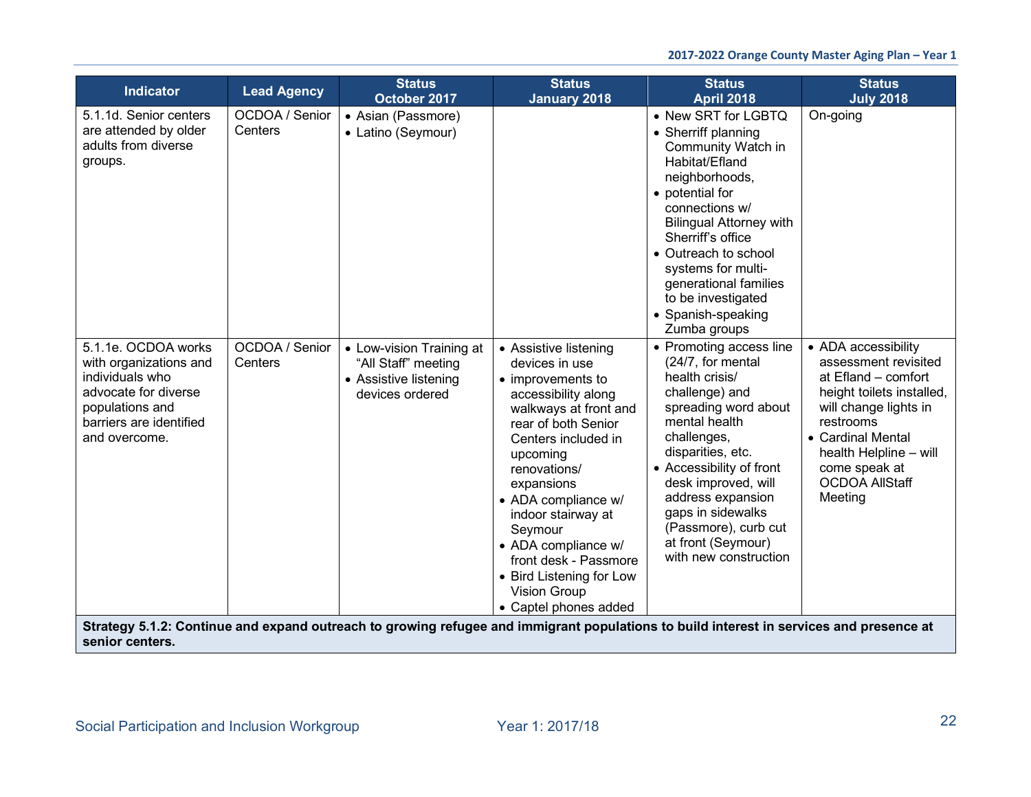| Indicator | Lead Agency | Status October 2017 | Status January 2018 | Status April 2018 | Status July 2018 |
|---|---|---|---|---|---|
| 5.1.1d. Senior centers are attended by older adults from diverse groups. | OCDOA / Senior Centers | • Asian (Passmore)<br>• Latino (Seymour) | | • New SRT for LGBTQ<br>• Sherriff planning Community Watch in Habitat/Efland neighborhoods,<br>• potential for connections w/ Bilingual Attorney with Sherriff's office<br>• Outreach to school systems for multi-generational families to be investigated<br>• Spanish-speaking Zumba groups | On-going |
| 5.1.1e. OCDOA works with organizations and individuals who advocate for diverse populations and barriers are identified and overcome. | OCDOA / Senior Centers | • Low-vision Training at "All Staff" meeting<br>• Assistive listening devices ordered | • Assistive listening devices in use<br>• improvements to accessibility along walkways at front and rear of both Senior Centers included in upcoming renovations/ expansions<br>• ADA compliance w/ indoor stairway at Seymour<br>• ADA compliance w/ front desk - Passmore<br>• Bird Listening for Low Vision Group<br>• Captel phones added | • Promoting access line (24/7, for mental health crisis/ challenge) and spreading word about mental health challenges, disparities, etc.<br>• Accessibility of front desk improved, will address expansion gaps in sidewalks (Passmore), curb cut at front (Seymour) with new construction | • ADA accessibility assessment revisited at Efland – comfort height toilets installed, will change lights in restrooms<br>• Cardinal Mental health Helpline – will come speak at OCDOA AllStaff Meeting |
| **Strategy 5.1.2: Continue and expand outreach to growing refugee and immigrant populations to build interest in services and presence at senior centers.** | | | | | |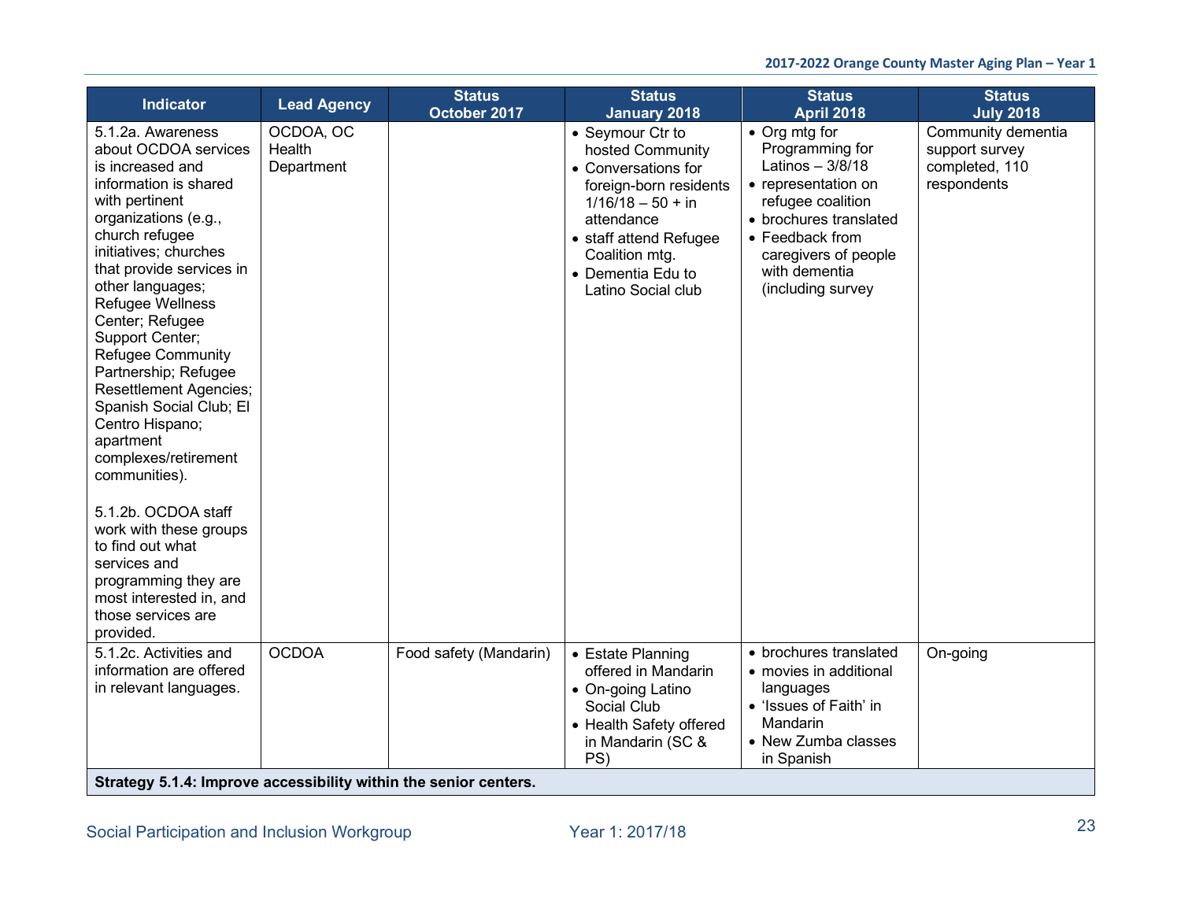| Indicator | Lead Agency | Status October 2017 | Status January 2018 | Status April 2018 | Status July 2018 |
|---|---|---|---|---|---|
| 5.1.2a. Awareness about OCDOA services is increased and information is shared with pertinent organizations (e.g., church refugee initiatives; churches that provide services in other languages; Refugee Wellness Center; Refugee Support Center; Refugee Community Partnership; Refugee Resettlement Agencies; Spanish Social Club; El Centro Hispano; apartment complexes/retirement communities).<br><br>5.1.2b. OCDOA staff work with these groups to find out what services and programming they are most interested in, and those services are provided. | OCDOA, OC Health Department | | • Seymour Ctr to hosted Community<br>• Conversations for foreign-born residents 1/16/18 – 50 + in attendance<br>• staff attend Refugee Coalition mtg.<br>• Dementia Edu to Latino Social club | • Org mtg for Programming for Latinos – 3/8/18<br>• representation on refugee coalition<br>• brochures translated<br>• Feedback from caregivers of people with dementia (including survey | Community dementia support survey completed, 110 respondents |
| 5.1.2c. Activities and information are offered in relevant languages. | OCDOA | Food safety (Mandarin) | • Estate Planning offered in Mandarin<br>• On-going Latino Social Club<br>• Health Safety offered in Mandarin (SC & PS) | • brochures translated<br>• movies in additional languages<br>• 'Issues of Faith' in Mandarin<br>• New Zumba classes in Spanish | On-going |
| **Strategy 5.1.4: Improve accessibility within the senior centers.** | | | | | |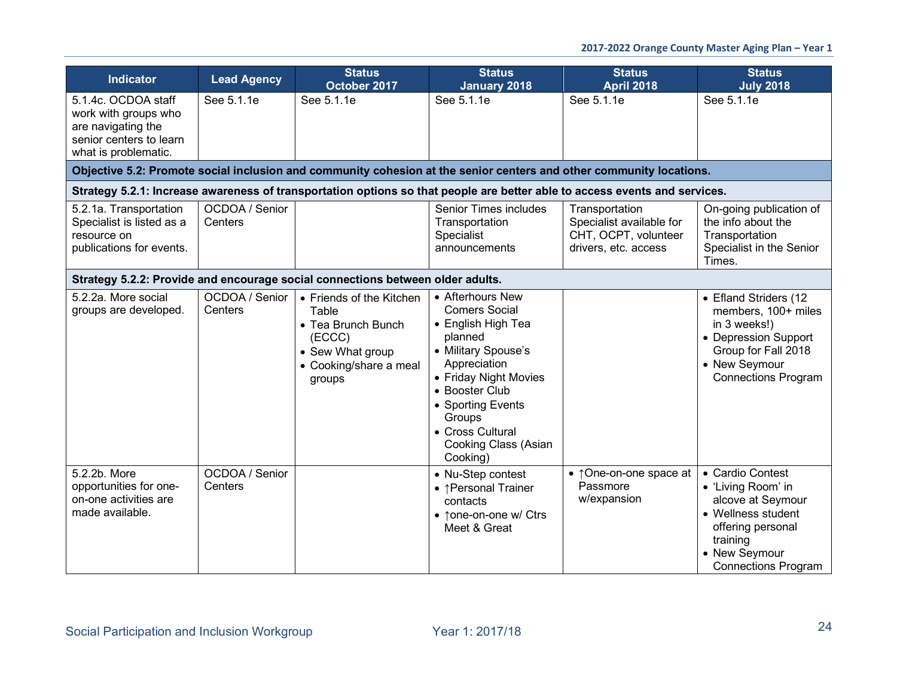| Indicator | Lead Agency | Status October 2017 | Status January 2018 | Status April 2018 | Status July 2018 |
|---|---|---|---|---|---|
| 5.1.4c. OCDOA staff work with groups who are navigating the senior centers to learn what is problematic. | See 5.1.1e | See 5.1.1e | See 5.1.1e | See 5.1.1e | See 5.1.1e |
| **Objective 5.2: Promote social inclusion and community cohesion at the senior centers and other community locations.** | | | | | |
| **Strategy 5.2.1: Increase awareness of transportation options so that people are better able to access events and services.** | | | | | |
| 5.2.1a. Transportation Specialist is listed as a resource on publications for events. | OCDOA / Senior Centers | | Senior Times includes Transportation Specialist announcements | Transportation Specialist available for CHT, OCPT, volunteer drivers, etc. access | On-going publication of the info about the Transportation Specialist in the Senior Times. |
| **Strategy 5.2.2: Provide and encourage social connections between older adults.** | | | | | |
| 5.2.2a. More social groups are developed. | OCDOA / Senior Centers | • Friends of the Kitchen Table<br>• Tea Brunch Bunch (ECCC)<br>• Sew What group<br>• Cooking/share a meal groups | • Afterhours New Comers Social<br>• English High Tea planned<br>• Military Spouse's Appreciation<br>• Friday Night Movies<br>• Booster Club<br>• Sporting Events Groups<br>• Cross Cultural Cooking Class (Asian Cooking) | | • Efland Striders (12 members, 100+ miles in 3 weeks!)<br>• Depression Support Group for Fall 2018<br>• New Seymour Connections Program |
| 5.2.2b. More opportunities for one-on-one activities are made available. | OCDOA / Senior Centers | | • Nu-Step contest<br>• ↑Personal Trainer contacts<br>• ↑one-on-one w/ Ctrs Meet & Great | • ↑One-on-one space at Passmore w/expansion | • Cardio Contest<br>• 'Living Room' in alcove at Seymour<br>• Wellness student offering personal training<br>• New Seymour Connections Program |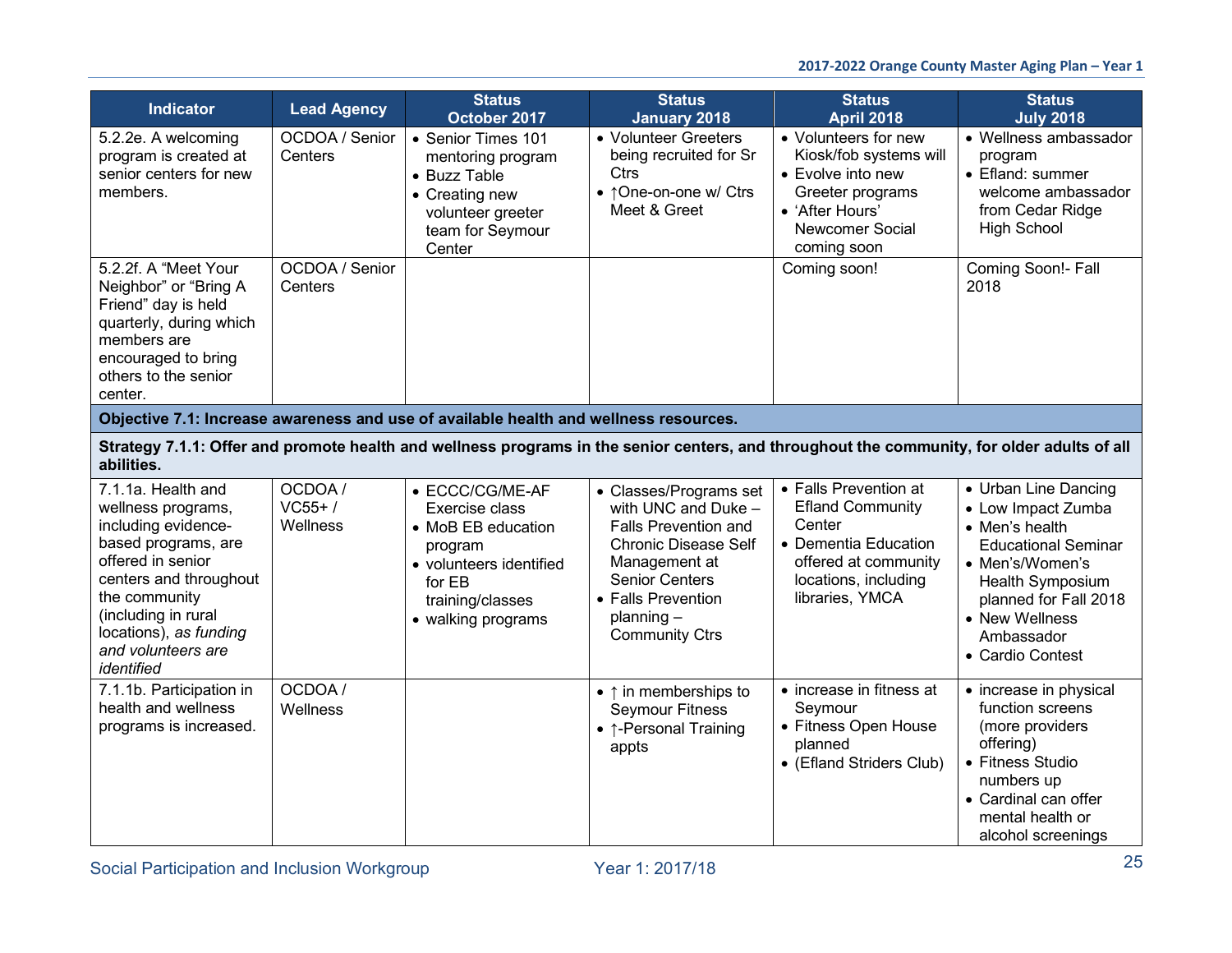| Indicator | Lead Agency | Status October 2017 | Status January 2018 | Status April 2018 | Status July 2018 |
|---|---|---|---|---|---|
| 5.2.2e. A welcoming program is created at senior centers for new members. | OCDOA / Senior Centers | • Senior Times 101 mentoring program<br>• Buzz Table<br>• Creating new volunteer greeter team for Seymour Center | • Volunteer Greeters being recruited for Sr Ctrs<br>• ↑One-on-one w/ Ctrs Meet & Greet | • Volunteers for new Kiosk/fob systems will<br>• Evolve into new Greeter programs<br>• 'After Hours' Newcomer Social coming soon | • Wellness ambassador program<br>• Efland: summer welcome ambassador from Cedar Ridge High School |
| 5.2.2f. A "Meet Your Neighbor" or "Bring A Friend" day is held quarterly, during which members are encouraged to bring others to the senior center. | OCDOA / Senior Centers | | | Coming soon! | Coming Soon!- Fall 2018 |
| **Objective 7.1: Increase awareness and use of available health and wellness resources.** | | | | | |
| **Strategy 7.1.1: Offer and promote health and wellness programs in the senior centers, and throughout the community, for older adults of all abilities.** | | | | | |
| 7.1.1a. Health and wellness programs, including evidence-based programs, are offered in senior centers and throughout the community (including in rural locations), *as funding and volunteers are identified* | OCDOA / VC55+ / Wellness | • ECCC/CG/ME-AF Exercise class<br>• MoB EB education program<br>• volunteers identified for EB training/classes<br>• walking programs | • Classes/Programs set with UNC and Duke – Falls Prevention and Chronic Disease Self Management at Senior Centers<br>• Falls Prevention planning – Community Ctrs | • Falls Prevention at Efland Community Center<br>• Dementia Education offered at community locations, including libraries, YMCA | • Urban Line Dancing<br>• Low Impact Zumba<br>• Men's health Educational Seminar<br>• Men's/Women's Health Symposium planned for Fall 2018<br>• New Wellness Ambassador<br>• Cardio Contest |
| 7.1.1b. Participation in health and wellness programs is increased. | OCDOA / Wellness | | • ↑ in memberships to Seymour Fitness<br>• ↑-Personal Training appts | • increase in fitness at Seymour<br>• Fitness Open House planned<br>• (Efland Striders Club) | • increase in physical function screens (more providers offering)<br>• Fitness Studio numbers up<br>• Cardinal can offer mental health or alcohol screenings |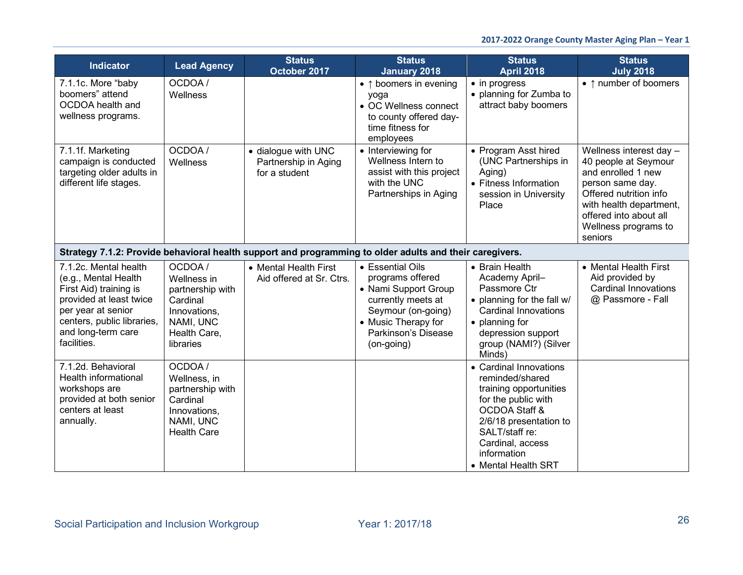| Indicator | Lead Agency | Status October 2017 | Status January 2018 | Status April 2018 | Status July 2018 |
|---|---|---|---|---|---|
| 7.1.1c. More "baby boomers" attend OCDOA health and wellness programs. | OCDOA / Wellness | | • ↑ boomers in evening yoga<br>• OC Wellness connect to county offered day-time fitness for employees | • in progress<br>• planning for Zumba to attract baby boomers | • ↑ number of boomers |
| 7.1.1f. Marketing campaign is conducted targeting older adults in different life stages. | OCDOA / Wellness | • dialogue with UNC Partnership in Aging for a student | • Interviewing for Wellness Intern to assist with this project with the UNC Partnerships in Aging | • Program Asst hired (UNC Partnerships in Aging)<br>• Fitness Information session in University Place | Wellness interest day – 40 people at Seymour and enrolled 1 new person same day. Offered nutrition info with health department, offered into about all Wellness programs to seniors |
| **Strategy 7.1.2: Provide behavioral health support and programming to older adults and their caregivers.** | | | | | |
| 7.1.2c. Mental health (e.g., Mental Health First Aid) training is provided at least twice per year at senior centers, public libraries, and long-term care facilities. | OCDOA / Wellness in partnership with Cardinal Innovations, NAMI, UNC Health Care, libraries | • Mental Health First Aid offered at Sr. Ctrs. | • Essential Oils programs offered<br>• Nami Support Group currently meets at Seymour (on-going)<br>• Music Therapy for Parkinson's Disease (on-going) | • Brain Health Academy April–Passmore Ctr<br>• planning for the fall w/ Cardinal Innovations<br>• planning for depression support group (NAMI?) (Silver Minds) | • Mental Health First Aid provided by Cardinal Innovations @ Passmore - Fall |
| 7.1.2d. Behavioral Health informational workshops are provided at both senior centers at least annually. | OCDOA / Wellness, in partnership with Cardinal Innovations, NAMI, UNC Health Care | | | • Cardinal Innovations reminded/shared training opportunities for the public with OCDOA Staff & 2/6/18 presentation to SALT/staff re: Cardinal, access information<br>• Mental Health SRT | |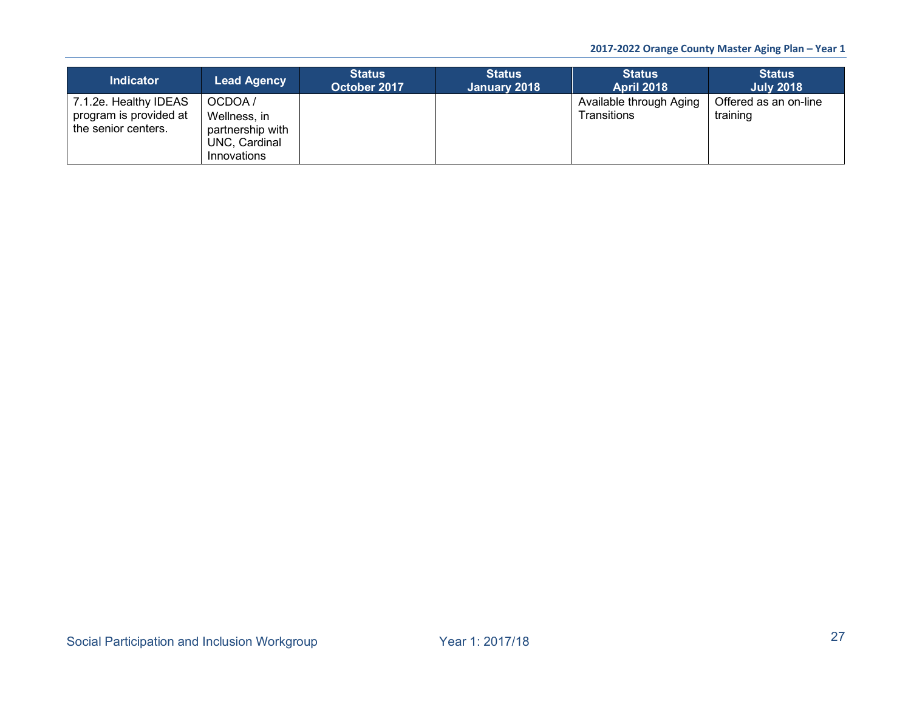| Indicator | Lead Agency | Status October 2017 | Status January 2018 | Status April 2018 | Status July 2018 |
|---|---|---|---|---|---|
| 7.1.2e. Healthy IDEAS program is provided at the senior centers. | OCDOA / Wellness, in partnership with UNC, Cardinal Innovations | | | Available through Aging Transitions | Offered as an on-line training |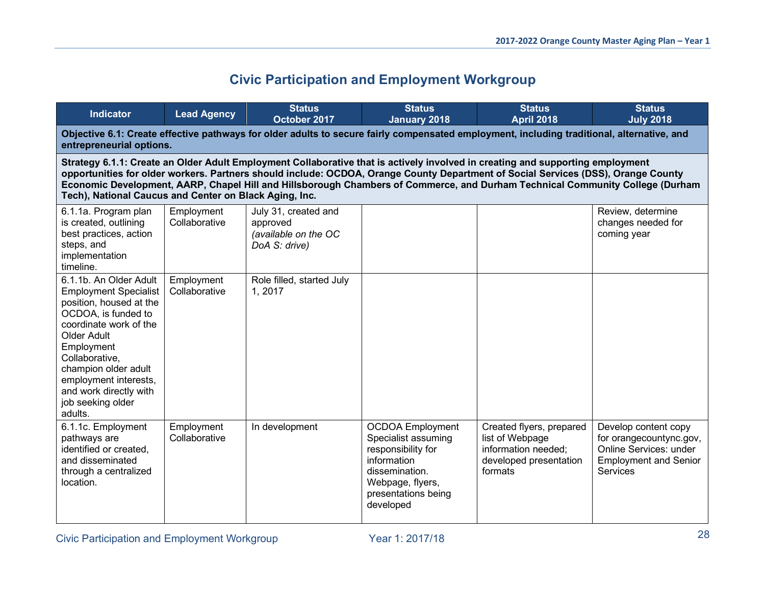# Civic Participation and Employment Workgroup

| Indicator | Lead Agency | Status October 2017 | Status January 2018 | Status April 2018 | Status July 2018 |
|---|---|---|---|---|---|
| **Objective 6.1: Create effective pathways for older adults to secure fairly compensated employment, including traditional, alternative, and entrepreneurial options.** | | | | | |
| **Strategy 6.1.1: Create an Older Adult Employment Collaborative that is actively involved in creating and supporting employment opportunities for older workers. Partners should include: OCDOA, Orange County Department of Social Services (DSS), Orange County Economic Development, AARP, Chapel Hill and Hillsborough Chambers of Commerce, and Durham Technical Community College (Durham Tech), National Caucus and Center on Black Aging, Inc.** | | | | | |
| 6.1.1a. Program plan is created, outlining best practices, action steps, and implementation timeline. | Employment Collaborative | July 31, created and approved *(available on the OC DoA S: drive)* | | | Review, determine changes needed for coming year |
| 6.1.1b. An Older Adult Employment Specialist position, housed at the OCDOA, is funded to coordinate work of the Older Adult Employment Collaborative, champion older adult employment interests, and work directly with job seeking older adults. | Employment Collaborative | Role filled, started July 1, 2017 | | | |
| 6.1.1c. Employment pathways are identified or created, and disseminated through a centralized location. | Employment Collaborative | In development | OCDOA Employment Specialist assuming responsibility for information dissemination. Webpage, flyers, presentations being developed | Created flyers, prepared list of Webpage information needed; developed presentation formats | Develop content copy for orangecountync.gov, Online Services: under Employment and Senior Services |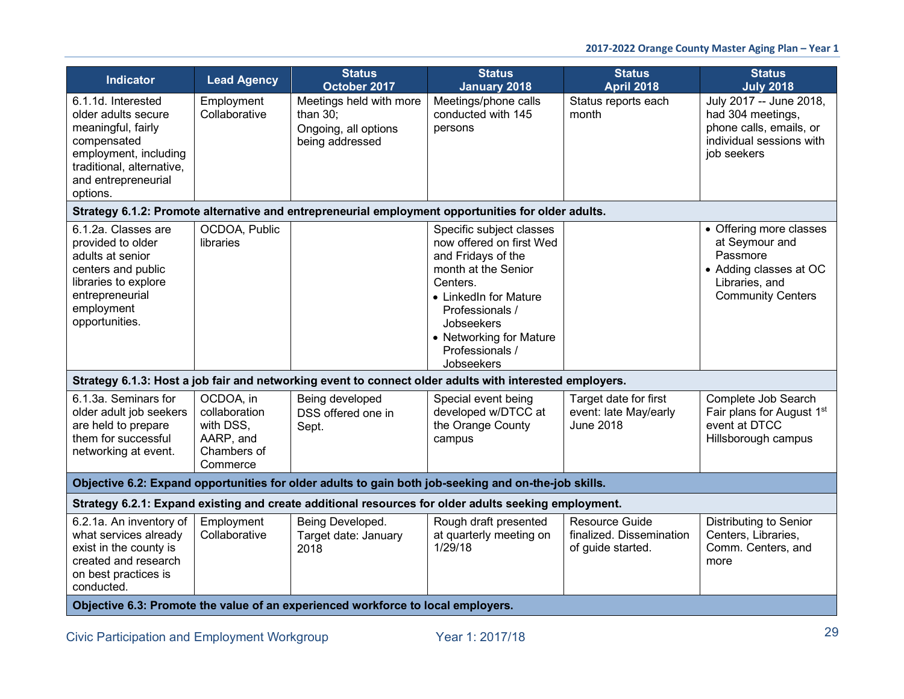| Indicator | Lead Agency | Status October 2017 | Status January 2018 | Status April 2018 | Status July 2018 |
|---|---|---|---|---|---|
| 6.1.1d. Interested older adults secure meaningful, fairly compensated employment, including traditional, alternative, and entrepreneurial options. | Employment Collaborative | Meetings held with more than 30; Ongoing, all options being addressed | Meetings/phone calls conducted with 145 persons | Status reports each month | July 2017 -- June 2018, had 304 meetings, phone calls, emails, or individual sessions with job seekers |
| **Strategy 6.1.2: Promote alternative and entrepreneurial employment opportunities for older adults.** | | | | | |
| 6.1.2a. Classes are provided to older adults at senior centers and public libraries to explore entrepreneurial employment opportunities. | OCDOA, Public libraries | | Specific subject classes now offered on first Wed and Fridays of the month at the Senior Centers. • LinkedIn for Mature Professionals / Jobseekers • Networking for Mature Professionals / Jobseekers | | • Offering more classes at Seymour and Passmore • Adding classes at OC Libraries, and Community Centers |
| **Strategy 6.1.3: Host a job fair and networking event to connect older adults with interested employers.** | | | | | |
| 6.1.3a. Seminars for older adult job seekers are held to prepare them for successful networking at event. | OCDOA, in collaboration with DSS, AARP, and Chambers of Commerce | Being developed DSS offered one in Sept. | Special event being developed w/DTCC at the Orange County campus | Target date for first event: late May/early June 2018 | Complete Job Search Fair plans for August 1st event at DTCC Hillsborough campus |
| **Objective 6.2: Expand opportunities for older adults to gain both job-seeking and on-the-job skills.** | | | | | |
| **Strategy 6.2.1: Expand existing and create additional resources for older adults seeking employment.** | | | | | |
| 6.2.1a. An inventory of what services already exist in the county is created and research on best practices is conducted. | Employment Collaborative | Being Developed. Target date: January 2018 | Rough draft presented at quarterly meeting on 1/29/18 | Resource Guide finalized. Dissemination of guide started. | Distributing to Senior Centers, Libraries, Comm. Centers, and more |
| **Objective 6.3: Promote the value of an experienced workforce to local employers.** | | | | | |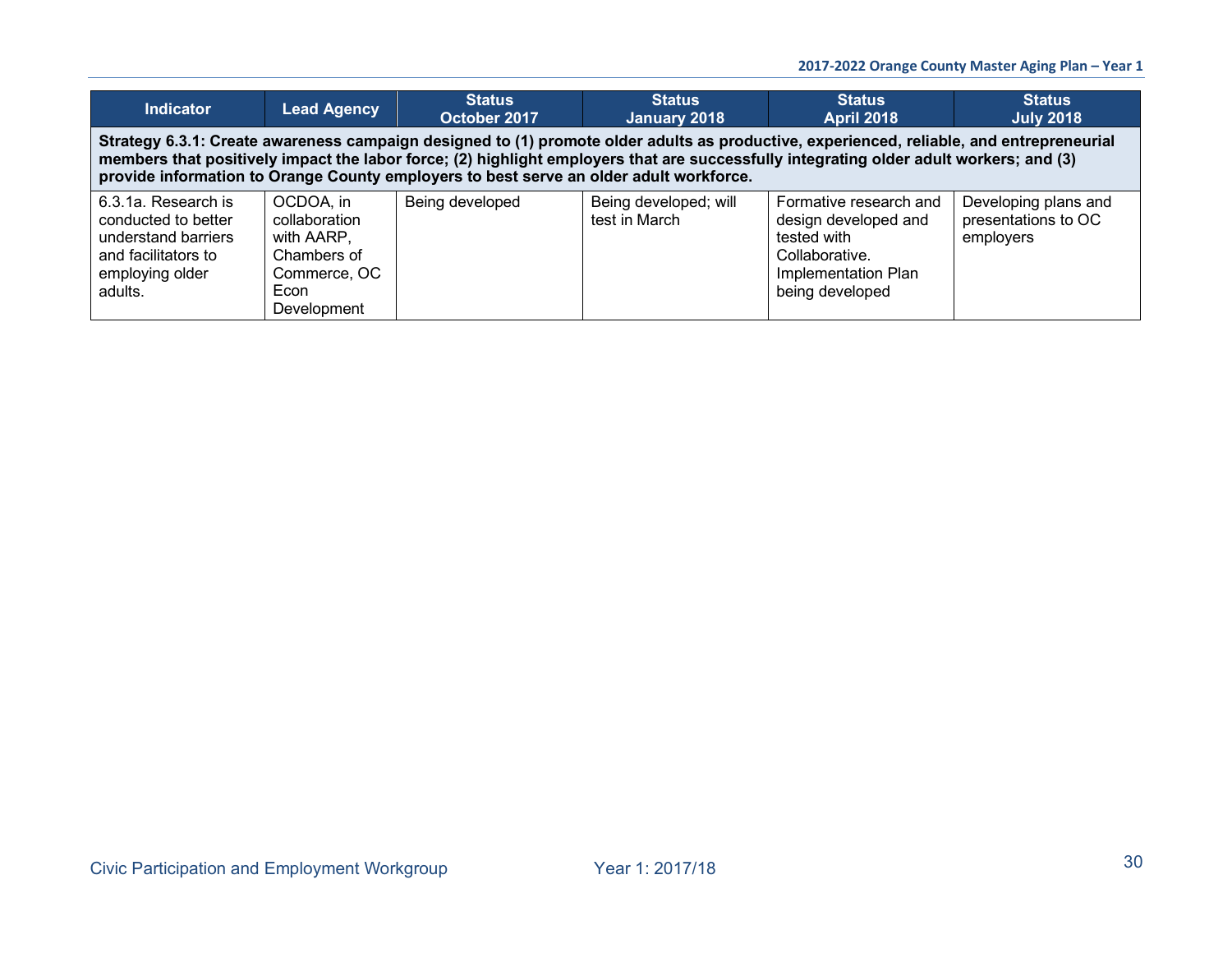| Indicator | Lead Agency | Status October 2017 | Status January 2018 | Status April 2018 | Status July 2018 |
|---|---|---|---|---|---|
| **Strategy 6.3.1: Create awareness campaign designed to (1) promote older adults as productive, experienced, reliable, and entrepreneurial members that positively impact the labor force; (2) highlight employers that are successfully integrating older adult workers; and (3) provide information to Orange County employers to best serve an older adult workforce.** | | | | | |
| 6.3.1a. Research is conducted to better understand barriers and facilitators to employing older adults. | OCDOA, in collaboration with AARP, Chambers of Commerce, OC Econ Development | Being developed | Being developed; will test in March | Formative research and design developed and tested with Collaborative. Implementation Plan being developed | Developing plans and presentations to OC employers |

Civic Participation and Employment Workgroup Year 1: 2017/18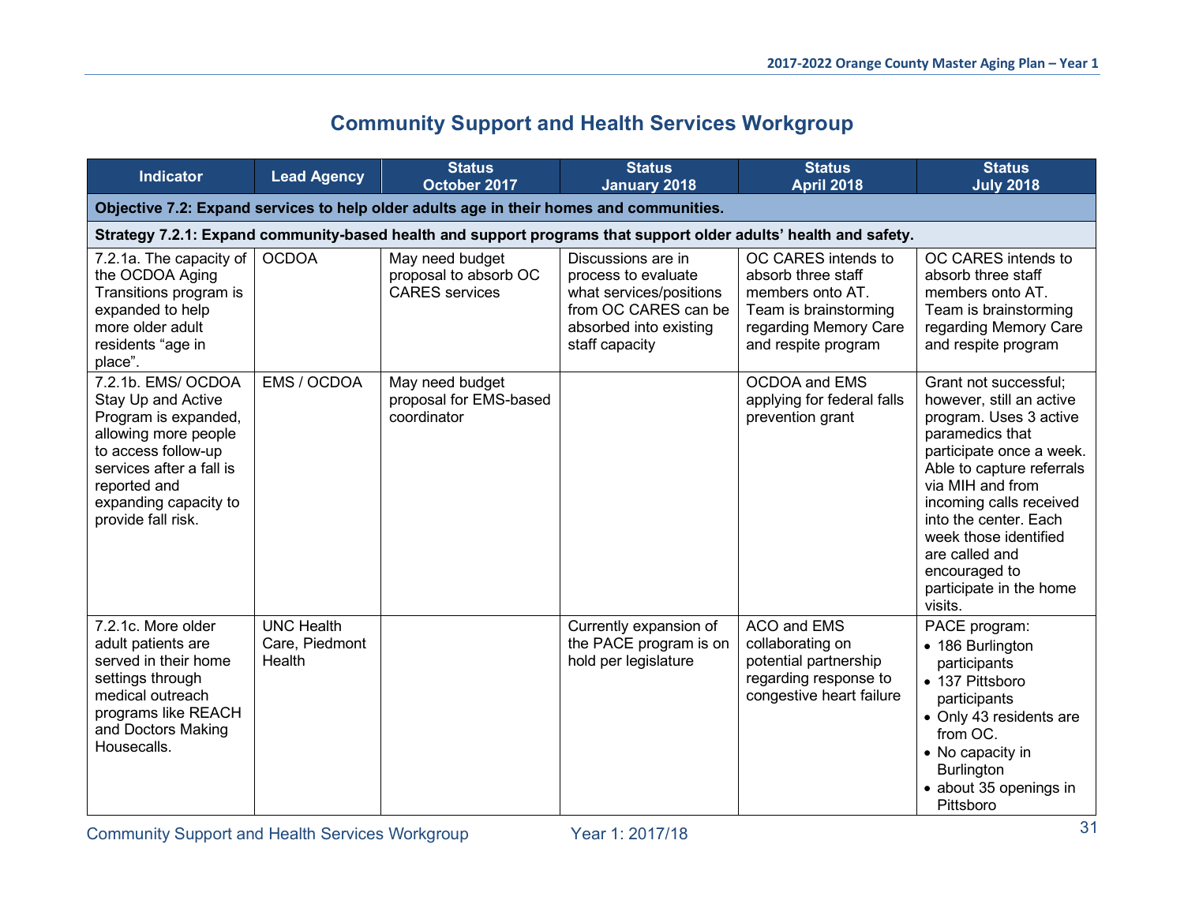# Community Support and Health Services Workgroup

| Indicator | Lead Agency | Status October 2017 | Status January 2018 | Status April 2018 | Status July 2018 |
|---|---|---|---|---|---|
| **Objective 7.2: Expand services to help older adults age in their homes and communities.** | | | | | |
| **Strategy 7.2.1: Expand community-based health and support programs that support older adults' health and safety.** | | | | | |
| 7.2.1a. The capacity of the OCDOA Aging Transitions program is expanded to help more older adult residents "age in place". | OCDOA | May need budget proposal to absorb OC CARES services | Discussions are in process to evaluate what services/positions from OC CARES can be absorbed into existing staff capacity | OC CARES intends to absorb three staff members onto AT. Team is brainstorming regarding Memory Care and respite program | OC CARES intends to absorb three staff members onto AT. Team is brainstorming regarding Memory Care and respite program |
| 7.2.1b. EMS/ OCDOA Stay Up and Active Program is expanded, allowing more people to access follow-up services after a fall is reported and expanding capacity to provide fall risk. | EMS / OCDOA | May need budget proposal for EMS-based coordinator | | OCDOA and EMS applying for federal falls prevention grant | Grant not successful; however, still an active program. Uses 3 active paramedics that participate once a week. Able to capture referrals via MIH and from incoming calls received into the center. Each week those identified are called and encouraged to participate in the home visits. |
| 7.2.1c. More older adult patients are served in their home settings through medical outreach programs like REACH and Doctors Making Housecalls. | UNC Health Care, Piedmont Health | | Currently expansion of the PACE program is on hold per legislature | ACO and EMS collaborating on potential partnership regarding response to congestive heart failure | PACE program:<br>• 186 Burlington participants<br>• 137 Pittsboro participants<br>• Only 43 residents are from OC.<br>• No capacity in Burlington<br>• about 35 openings in Pittsboro |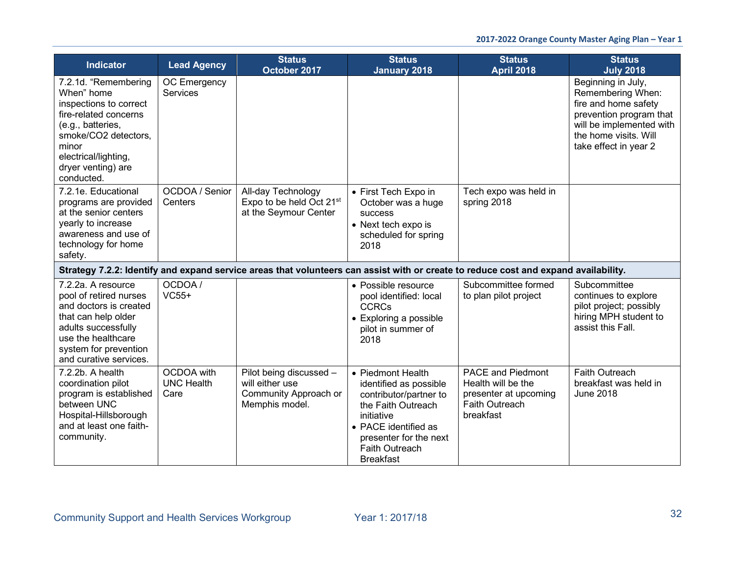| Indicator | Lead Agency | Status October 2017 | Status January 2018 | Status April 2018 | Status July 2018 |
|---|---|---|---|---|---|
| 7.2.1d. "Remembering When" home inspections to correct fire-related concerns (e.g., batteries, smoke/CO2 detectors, minor electrical/lighting, dryer venting) are conducted. | OC Emergency Services | | | | Beginning in July, Remembering When: fire and home safety prevention program that will be implemented with the home visits. Will take effect in year 2 |
| 7.2.1e. Educational programs are provided at the senior centers yearly to increase awareness and use of technology for home safety. | OCDOA / Senior Centers | All-day Technology Expo to be held Oct 21st at the Seymour Center | • First Tech Expo in October was a huge success<br>• Next tech expo is scheduled for spring 2018 | Tech expo was held in spring 2018 | |
| **Strategy 7.2.2: Identify and expand service areas that volunteers can assist with or create to reduce cost and expand availability.** | | | | | |
| 7.2.2a. A resource pool of retired nurses and doctors is created that can help older adults successfully use the healthcare system for prevention and curative services. | OCDOA / VC55+ | | • Possible resource pool identified: local CCRCs<br>• Exploring a possible pilot in summer of 2018 | Subcommittee formed to plan pilot project | Subcommittee continues to explore pilot project; possibly hiring MPH student to assist this Fall. |
| 7.2.2b. A health coordination pilot program is established between UNC Hospital-Hillsborough and at least one faith-community. | OCDOA with UNC Health Care | Pilot being discussed – will either use Community Approach or Memphis model. | • Piedmont Health identified as possible contributor/partner to the Faith Outreach initiative<br>• PACE identified as presenter for the next Faith Outreach Breakfast | PACE and Piedmont Health will be the presenter at upcoming Faith Outreach breakfast | Faith Outreach breakfast was held in June 2018 |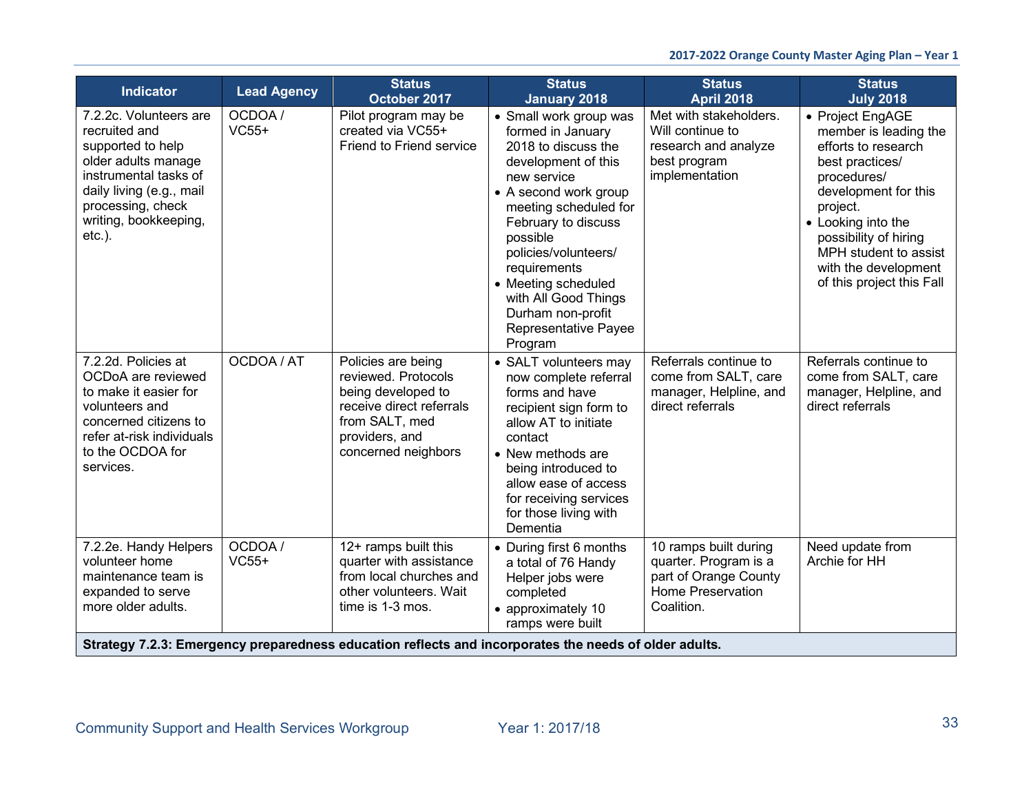| Indicator | Lead Agency | Status October 2017 | Status January 2018 | Status April 2018 | Status July 2018 |
|---|---|---|---|---|---|
| 7.2.2c. Volunteers are recruited and supported to help older adults manage instrumental tasks of daily living (e.g., mail processing, check writing, bookkeeping, etc.). | OCDOA / VC55+ | Pilot program may be created via VC55+ Friend to Friend service | • Small work group was formed in January 2018 to discuss the development of this new service<br>• A second work group meeting scheduled for February to discuss possible policies/volunteers/ requirements<br>• Meeting scheduled with All Good Things Durham non-profit Representative Payee Program | Met with stakeholders. Will continue to research and analyze best program implementation | • Project EngAGE member is leading the efforts to research best practices/ procedures/ development for this project.<br>• Looking into the possibility of hiring MPH student to assist with the development of this project this Fall |
| 7.2.2d. Policies at OCDoA are reviewed to make it easier for volunteers and concerned citizens to refer at-risk individuals to the OCDOA for services. | OCDOA / AT | Policies are being reviewed. Protocols being developed to receive direct referrals from SALT, med providers, and concerned neighbors | • SALT volunteers may now complete referral forms and have recipient sign form to allow AT to initiate contact<br>• New methods are being introduced to allow ease of access for receiving services for those living with Dementia | Referrals continue to come from SALT, care manager, Helpline, and direct referrals | Referrals continue to come from SALT, care manager, Helpline, and direct referrals |
| 7.2.2e. Handy Helpers volunteer home maintenance team is expanded to serve more older adults. | OCDOA / VC55+ | 12+ ramps built this quarter with assistance from local churches and other volunteers. Wait time is 1-3 mos. | • During first 6 months a total of 76 Handy Helper jobs were completed<br>• approximately 10 ramps were built | 10 ramps built during quarter. Program is a part of Orange County Home Preservation Coalition. | Need update from Archie for HH |
| **Strategy 7.2.3: Emergency preparedness education reflects and incorporates the needs of older adults.** | | | | | |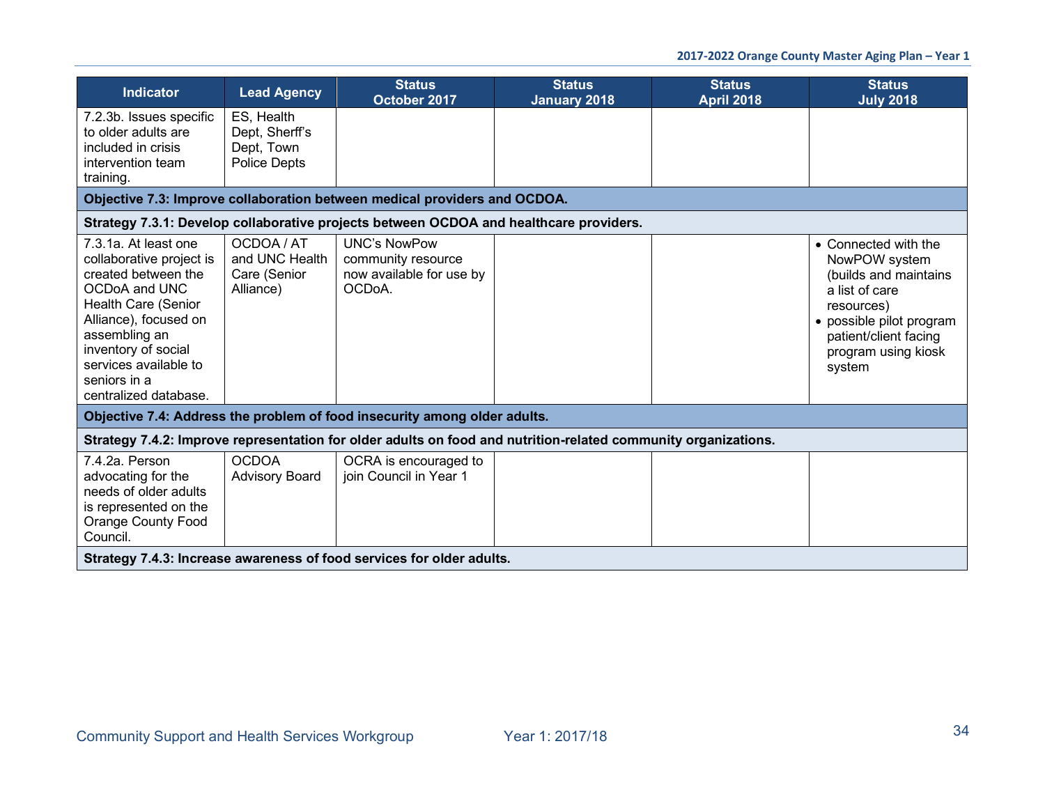| Indicator | Lead Agency | Status October 2017 | Status January 2018 | Status April 2018 | Status July 2018 |
|---|---|---|---|---|---|
| 7.2.3b. Issues specific to older adults are included in crisis intervention team training. | ES, Health Dept, Sherff's Dept, Town Police Depts | | | | |
| **Objective 7.3: Improve collaboration between medical providers and OCDOA.** | | | | | |
| **Strategy 7.3.1: Develop collaborative projects between OCDOA and healthcare providers.** | | | | | |
| 7.3.1a. At least one collaborative project is created between the OCDoA and UNC Health Care (Senior Alliance), focused on assembling an inventory of social services available to seniors in a centralized database. | OCDOA / AT and UNC Health Care (Senior Alliance) | UNC's NowPow community resource now available for use by OCDoA. | | | • Connected with the NowPOW system (builds and maintains a list of care resources)<br>• possible pilot program patient/client facing program using kiosk system |
| **Objective 7.4: Address the problem of food insecurity among older adults.** | | | | | |
| **Strategy 7.4.2: Improve representation for older adults on food and nutrition-related community organizations.** | | | | | |
| 7.4.2a. Person advocating for the needs of older adults is represented on the Orange County Food Council. | OCDOA Advisory Board | OCRA is encouraged to join Council in Year 1 | | | |
| **Strategy 7.4.3: Increase awareness of food services for older adults.** | | | | | |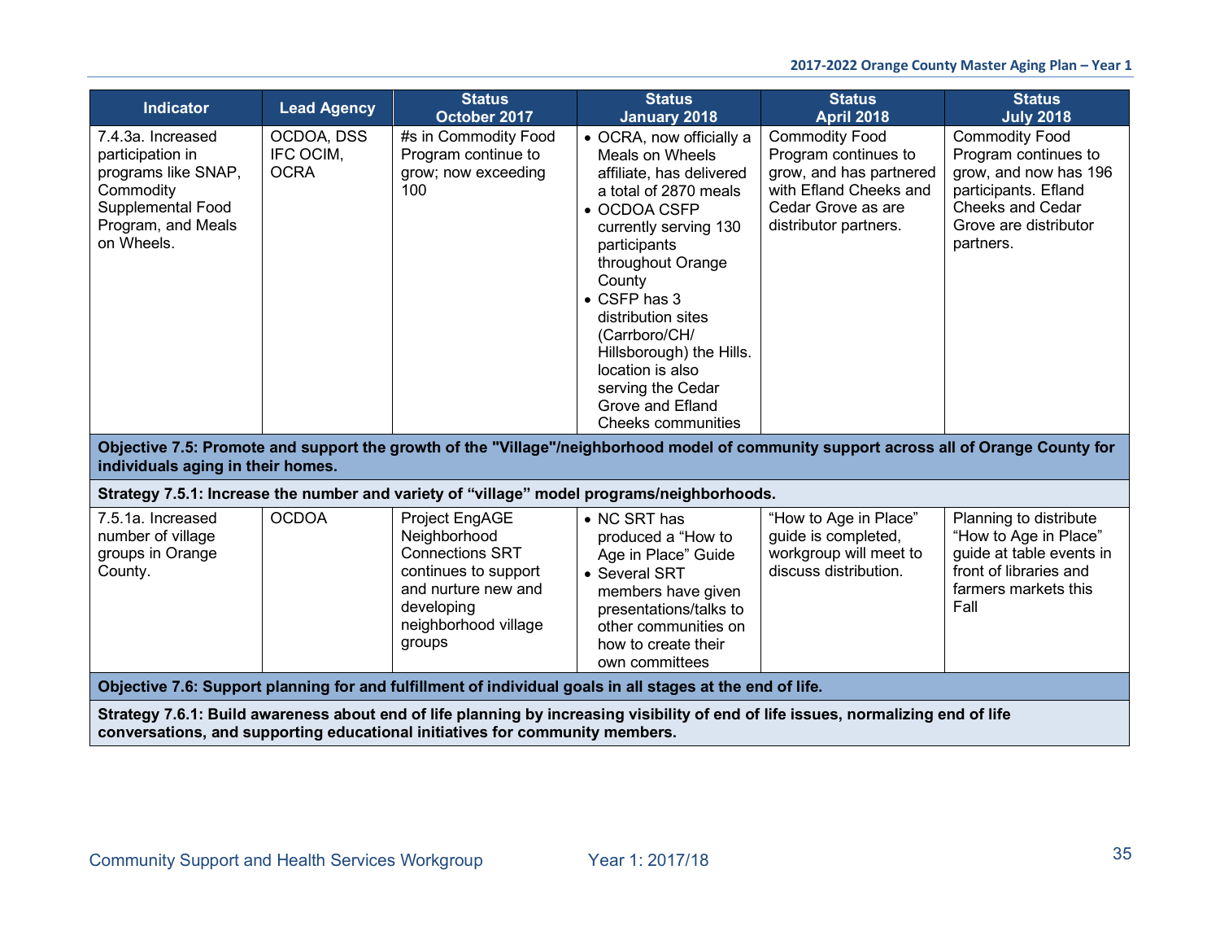| Indicator | Lead Agency | Status October 2017 | Status January 2018 | Status April 2018 | Status July 2018 |
|---|---|---|---|---|---|
| 7.4.3a. Increased participation in programs like SNAP, Commodity Supplemental Food Program, and Meals on Wheels. | OCDOA, DSS IFC OCIM, OCRA | #s in Commodity Food Program continue to grow; now exceeding 100 | • OCRA, now officially a Meals on Wheels affiliate, has delivered a total of 2870 meals<br>• OCDOA CSFP currently serving 130 participants throughout Orange County<br>• CSFP has 3 distribution sites (Carrboro/CH/ Hillsborough) the Hills. location is also serving the Cedar Grove and Efland Cheeks communities | Commodity Food Program continues to grow, and has partnered with Efland Cheeks and Cedar Grove as are distributor partners. | Commodity Food Program continues to grow, and now has 196 participants. Efland Cheeks and Cedar Grove are distributor partners. |
| **Objective 7.5: Promote and support the growth of the "Village"/neighborhood model of community support across all of Orange County for individuals aging in their homes.** | | | | | |
| **Strategy 7.5.1: Increase the number and variety of "village" model programs/neighborhoods.** | | | | | |
| 7.5.1a. Increased number of village groups in Orange County. | OCDOA | Project EngAGE Neighborhood Connections SRT continues to support and nurture new and developing neighborhood village groups | • NC SRT has produced a "How to Age in Place" Guide<br>• Several SRT members have given presentations/talks to other communities on how to create their own committees | "How to Age in Place" guide is completed, workgroup will meet to discuss distribution. | Planning to distribute "How to Age in Place" guide at table events in front of libraries and farmers markets this Fall |
| **Objective 7.6: Support planning for and fulfillment of individual goals in all stages at the end of life.** | | | | | |
| **Strategy 7.6.1: Build awareness about end of life planning by increasing visibility of end of life issues, normalizing end of life conversations, and supporting educational initiatives for community members.** | | | | | |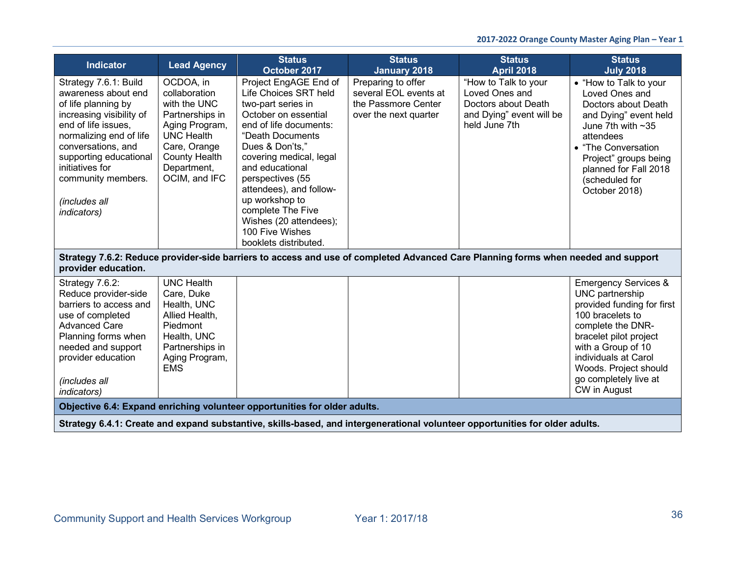| Indicator | Lead Agency | Status October 2017 | Status January 2018 | Status April 2018 | Status July 2018 |
|---|---|---|---|---|---|
| Strategy 7.6.1: Build awareness about end of life planning by increasing visibility of end of life issues, normalizing end of life conversations, and supporting educational initiatives for community members. *(includes all indicators)* | OCDOA, in collaboration with the UNC Partnerships in Aging Program, UNC Health Care, Orange County Health Department, OCIM, and IFC | Project EngAGE End of Life Choices SRT held two-part series in October on essential end of life documents: "Death Documents Dues & Don'ts," covering medical, legal and educational perspectives (55 attendees), and follow-up workshop to complete The Five Wishes (20 attendees); 100 Five Wishes booklets distributed. | Preparing to offer several EOL events at the Passmore Center over the next quarter | "How to Talk to your Loved Ones and Doctors about Death and Dying" event will be held June 7th | • "How to Talk to your Loved Ones and Doctors about Death and Dying" event held June 7th with ~35 attendees<br>• "The Conversation Project" groups being planned for Fall 2018 (scheduled for October 2018) |
| **Strategy 7.6.2: Reduce provider-side barriers to access and use of completed Advanced Care Planning forms when needed and support provider education.** | | | | | |
| Strategy 7.6.2: Reduce provider-side barriers to access and use of completed Advanced Care Planning forms when needed and support provider education *(includes all indicators)* | UNC Health Care, Duke Health, UNC Allied Health, Piedmont Health, UNC Partnerships in Aging Program, EMS | | | | Emergency Services & UNC partnership provided funding for first 100 bracelets to complete the DNR-bracelet pilot project with a Group of 10 individuals at Carol Woods. Project should go completely live at CW in August |
| **Objective 6.4: Expand enriching volunteer opportunities for older adults.** | | | | | |
| **Strategy 6.4.1: Create and expand substantive, skills-based, and intergenerational volunteer opportunities for older adults.** | | | | | |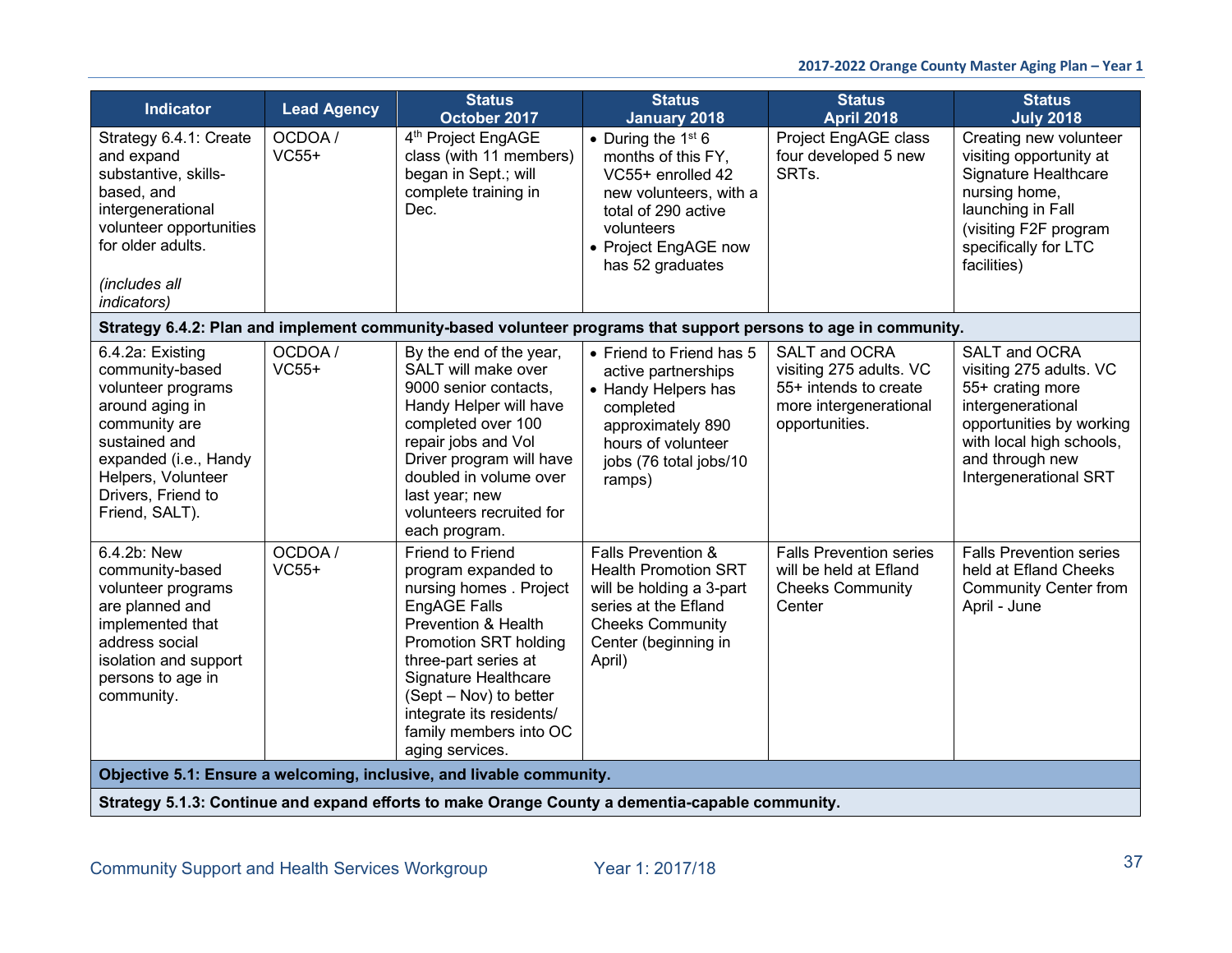| Indicator | Lead Agency | Status October 2017 | Status January 2018 | Status April 2018 | Status July 2018 |
|---|---|---|---|---|---|
| Strategy 6.4.1: Create and expand substantive, skills-based, and intergenerational volunteer opportunities for older adults. *(includes all indicators)* | OCDOA / VC55+ | 4th Project EngAGE class (with 11 members) began in Sept.; will complete training in Dec. | • During the 1st 6 months of this FY, VC55+ enrolled 42 new volunteers, with a total of 290 active volunteers • Project EngAGE now has 52 graduates | Project EngAGE class four developed 5 new SRTs. | Creating new volunteer visiting opportunity at Signature Healthcare nursing home, launching in Fall (visiting F2F program specifically for LTC facilities) |
| **Strategy 6.4.2: Plan and implement community-based volunteer programs that support persons to age in community.** | | | | | |
| 6.4.2a: Existing community-based volunteer programs around aging in community are sustained and expanded (i.e., Handy Helpers, Volunteer Drivers, Friend to Friend, SALT). | OCDOA / VC55+ | By the end of the year, SALT will make over 9000 senior contacts, Handy Helper will have completed over 100 repair jobs and Vol Driver program will have doubled in volume over last year; new volunteers recruited for each program. | • Friend to Friend has 5 active partnerships • Handy Helpers has completed approximately 890 hours of volunteer jobs (76 total jobs/10 ramps) | SALT and OCRA visiting 275 adults. VC 55+ intends to create more intergenerational opportunities. | SALT and OCRA visiting 275 adults. VC 55+ crating more intergenerational opportunities by working with local high schools, and through new Intergenerational SRT |
| 6.4.2b: New community-based volunteer programs are planned and implemented that address social isolation and support persons to age in community. | OCDOA / VC55+ | Friend to Friend program expanded to nursing homes . Project EngAGE Falls Prevention & Health Promotion SRT holding three-part series at Signature Healthcare (Sept – Nov) to better integrate its residents/ family members into OC aging services. | Falls Prevention & Health Promotion SRT will be holding a 3-part series at the Efland Cheeks Community Center (beginning in April) | Falls Prevention series will be held at Efland Cheeks Community Center | Falls Prevention series held at Efland Cheeks Community Center from April - June |
| **Objective 5.1: Ensure a welcoming, inclusive, and livable community.** | | | | | |
| **Strategy 5.1.3: Continue and expand efforts to make Orange County a dementia-capable community.** | | | | | |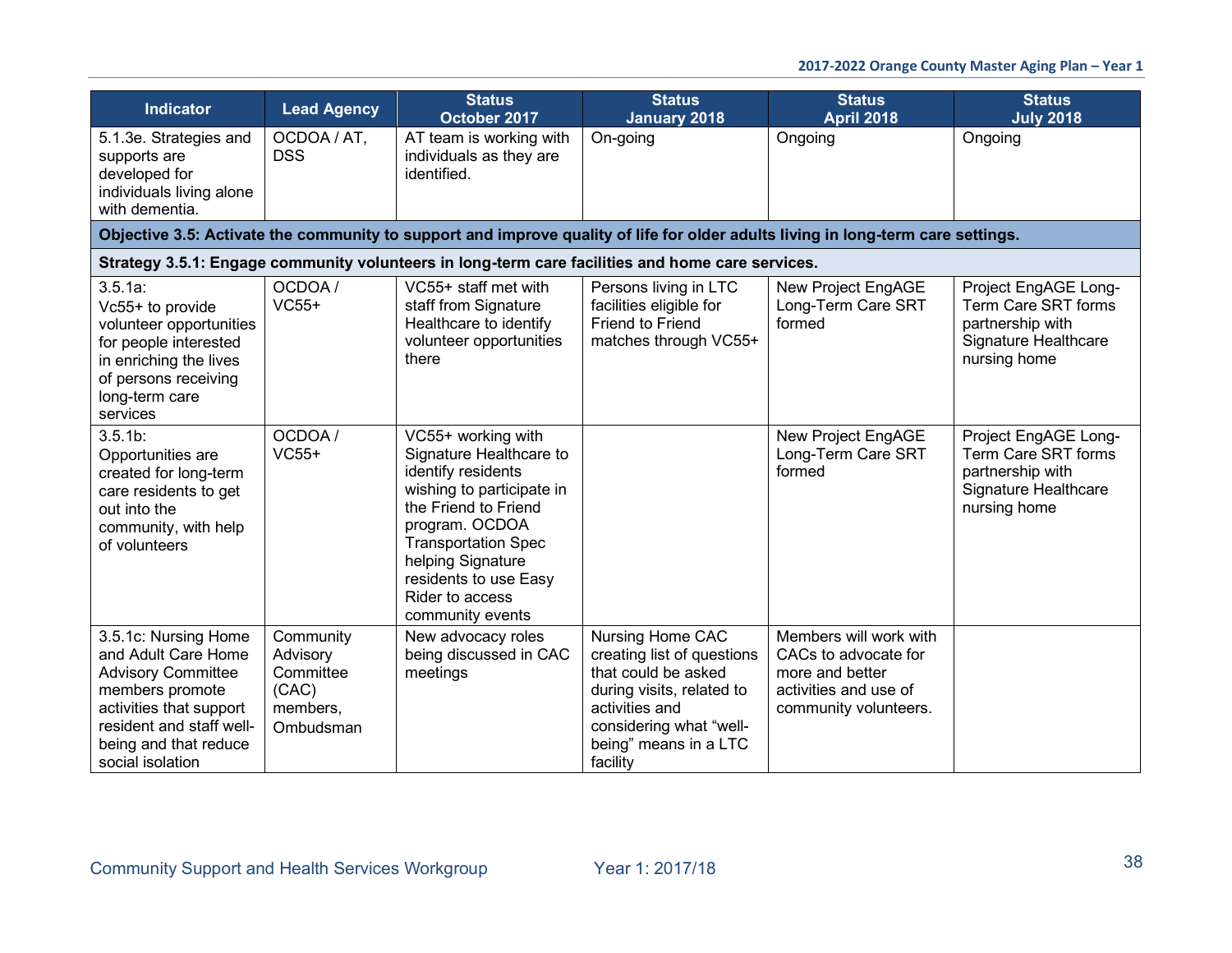| Indicator | Lead Agency | Status October 2017 | Status January 2018 | Status April 2018 | Status July 2018 |
|---|---|---|---|---|---|
| 5.1.3e. Strategies and supports are developed for individuals living alone with dementia. | OCDOA / AT, DSS | AT team is working with individuals as they are identified. | On-going | Ongoing | Ongoing |
| **Objective 3.5: Activate the community to support and improve quality of life for older adults living in long-term care settings.** | | | | | |
| **Strategy 3.5.1: Engage community volunteers in long-term care facilities and home care services.** | | | | | |
| 3.5.1a: Vc55+ to provide volunteer opportunities for people interested in enriching the lives of persons receiving long-term care services | OCDOA / VC55+ | VC55+ staff met with staff from Signature Healthcare to identify volunteer opportunities there | Persons living in LTC facilities eligible for Friend to Friend matches through VC55+ | New Project EngAGE Long-Term Care SRT formed | Project EngAGE Long-Term Care SRT forms partnership with Signature Healthcare nursing home |
| 3.5.1b: Opportunities are created for long-term care residents to get out into the community, with help of volunteers | OCDOA / VC55+ | VC55+ working with Signature Healthcare to identify residents wishing to participate in the Friend to Friend program. OCDOA Transportation Spec helping Signature residents to use Easy Rider to access community events | | New Project EngAGE Long-Term Care SRT formed | Project EngAGE Long-Term Care SRT forms partnership with Signature Healthcare nursing home |
| 3.5.1c: Nursing Home and Adult Care Home Advisory Committee members promote activities that support resident and staff well-being and that reduce social isolation | Community Advisory Committee (CAC) members, Ombudsman | New advocacy roles being discussed in CAC meetings | Nursing Home CAC creating list of questions that could be asked during visits, related to activities and considering what "well-being" means in a LTC facility | Members will work with CACs to advocate for more and better activities and use of community volunteers. | |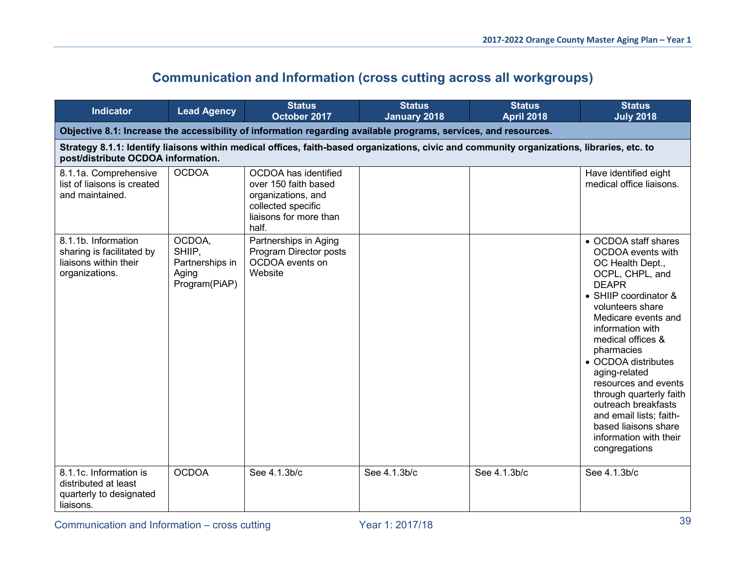# Communication and Information (cross cutting across all workgroups)

| Indicator | Lead Agency | Status October 2017 | Status January 2018 | Status April 2018 | Status July 2018 |
|---|---|---|---|---|---|
| **Objective 8.1: Increase the accessibility of information regarding available programs, services, and resources.** | | | | | |
| **Strategy 8.1.1: Identify liaisons within medical offices, faith-based organizations, civic and community organizations, libraries, etc. to post/distribute OCDOA information.** | | | | | |
| 8.1.1a. Comprehensive list of liaisons is created and maintained. | OCDOA | OCDOA has identified over 150 faith based organizations, and collected specific liaisons for more than half. | | | Have identified eight medical office liaisons. |
| 8.1.1b. Information sharing is facilitated by liaisons within their organizations. | OCDOA, SHIIP, Partnerships in Aging Program(PiAP) | Partnerships in Aging Program Director posts OCDOA events on Website | | | • OCDOA staff shares OCDOA events with OC Health Dept., OCPL, CHPL, and DEAPR<br>• SHIIP coordinator & volunteers share Medicare events and information with medical offices & pharmacies<br>• OCDOA distributes aging-related resources and events through quarterly faith outreach breakfasts and email lists; faith-based liaisons share information with their congregations |
| 8.1.1c. Information is distributed at least quarterly to designated liaisons. | OCDOA | See 4.1.3b/c | See 4.1.3b/c | See 4.1.3b/c | See 4.1.3b/c |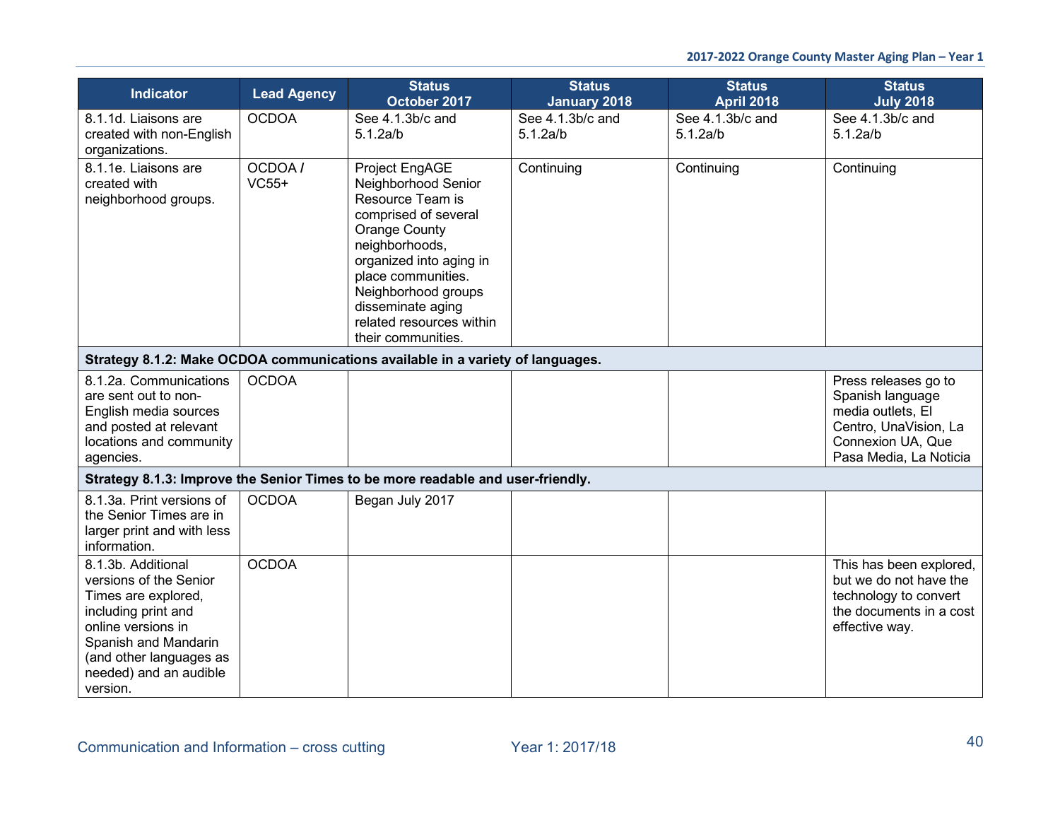| Indicator | Lead Agency | Status October 2017 | Status January 2018 | Status April 2018 | Status July 2018 |
|---|---|---|---|---|---|
| 8.1.1d. Liaisons are created with non-English organizations. | OCDOA | See 4.1.3b/c and 5.1.2a/b | See 4.1.3b/c and 5.1.2a/b | See 4.1.3b/c and 5.1.2a/b | See 4.1.3b/c and 5.1.2a/b |
| 8.1.1e. Liaisons are created with neighborhood groups. | OCDOA / VC55+ | Project EngAGE Neighborhood Senior Resource Team is comprised of several Orange County neighborhoods, organized into aging in place communities. Neighborhood groups disseminate aging related resources within their communities. | Continuing | Continuing | Continuing |
| **Strategy 8.1.2: Make OCDOA communications available in a variety of languages.** | | | | | |
| 8.1.2a. Communications are sent out to non-English media sources and posted at relevant locations and community agencies. | OCDOA | | | | Press releases go to Spanish language media outlets, El Centro, UnaVision, La Connexion UA, Que Pasa Media, La Noticia |
| **Strategy 8.1.3: Improve the Senior Times to be more readable and user-friendly.** | | | | | |
| 8.1.3a. Print versions of the Senior Times are in larger print and with less information. | OCDOA | Began July 2017 | | | |
| 8.1.3b. Additional versions of the Senior Times are explored, including print and online versions in Spanish and Mandarin (and other languages as needed) and an audible version. | OCDOA | | | | This has been explored, but we do not have the technology to convert the documents in a cost effective way. |

Communication and Information – cross cutting

Year 1: 2017/18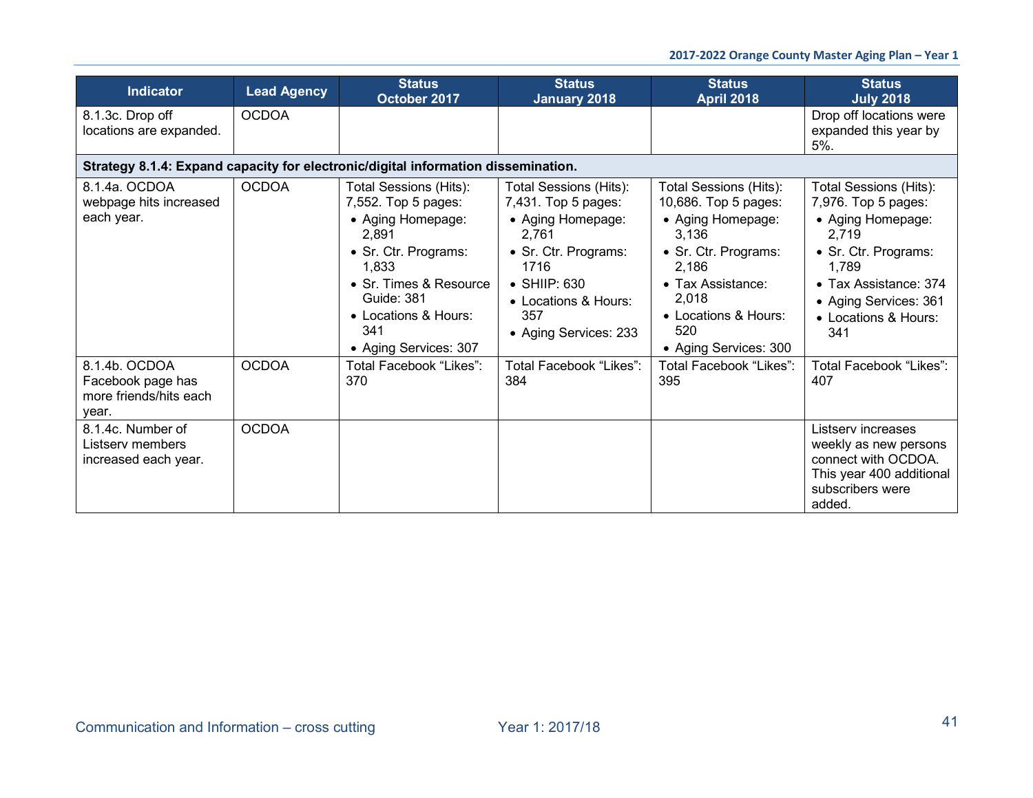| Indicator | Lead Agency | Status October 2017 | Status January 2018 | Status April 2018 | Status July 2018 |
|---|---|---|---|---|---|
| 8.1.3c. Drop off locations are expanded. | OCDOA | | | | Drop off locations were expanded this year by 5%. |
| **Strategy 8.1.4: Expand capacity for electronic/digital information dissemination.** | | | | | |
| 8.1.4a. OCDOA webpage hits increased each year. | OCDOA | Total Sessions (Hits): 7,552. Top 5 pages: • Aging Homepage: 2,891 • Sr. Ctr. Programs: 1,833 • Sr. Times & Resource Guide: 381 • Locations & Hours: 341 • Aging Services: 307 | Total Sessions (Hits): 7,431. Top 5 pages: • Aging Homepage: 2,761 • Sr. Ctr. Programs: 1716 • SHIIP: 630 • Locations & Hours: 357 • Aging Services: 233 | Total Sessions (Hits): 10,686. Top 5 pages: • Aging Homepage: 3,136 • Sr. Ctr. Programs: 2,186 • Tax Assistance: 2,018 • Locations & Hours: 520 • Aging Services: 300 | Total Sessions (Hits): 7,976. Top 5 pages: • Aging Homepage: 2,719 • Sr. Ctr. Programs: 1,789 • Tax Assistance: 374 • Aging Services: 361 • Locations & Hours: 341 |
| 8.1.4b. OCDOA Facebook page has more friends/hits each year. | OCDOA | Total Facebook "Likes": 370 | Total Facebook "Likes": 384 | Total Facebook "Likes": 395 | Total Facebook "Likes": 407 |
| 8.1.4c. Number of Listserv members increased each year. | OCDOA | | | | Listserv increases weekly as new persons connect with OCDOA. This year 400 additional subscribers were added. |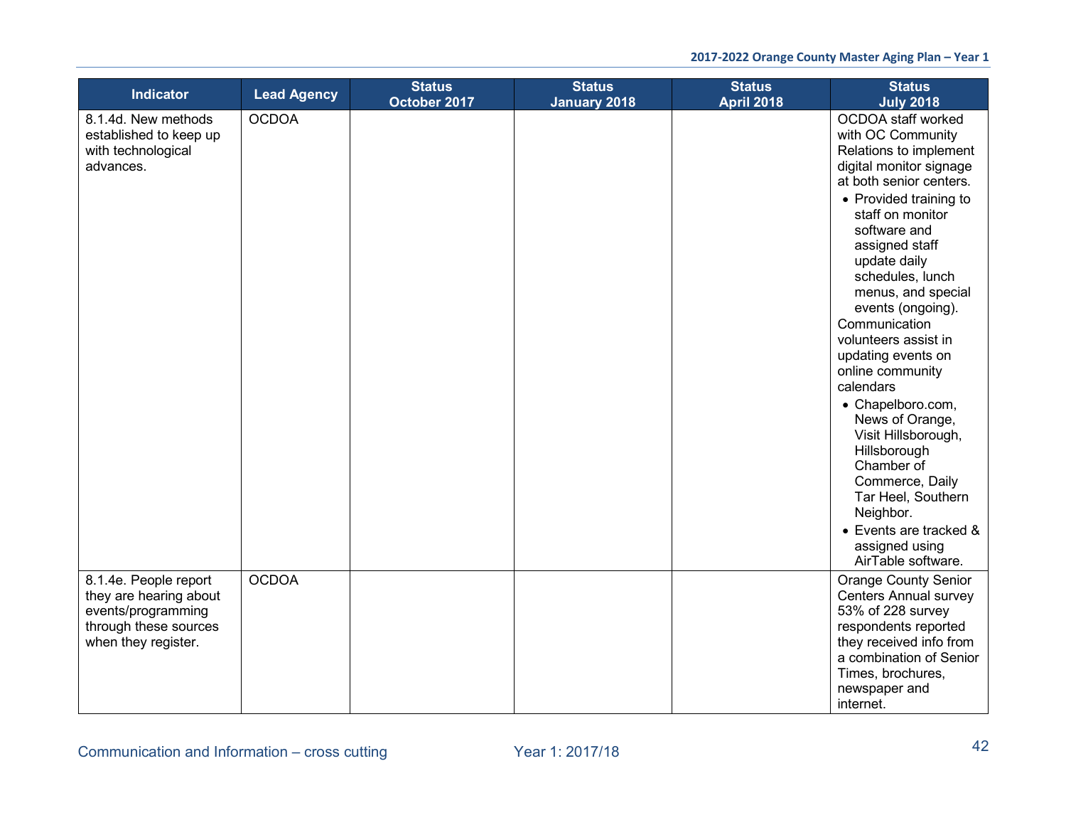| Indicator | Lead Agency | Status October 2017 | Status January 2018 | Status April 2018 | Status July 2018 |
|---|---|---|---|---|---|
| 8.1.4d. New methods established to keep up with technological advances. | OCDOA | | | | OCDOA staff worked with OC Community Relations to implement digital monitor signage at both senior centers. <br>• Provided training to staff on monitor software and assigned staff update daily schedules, lunch menus, and special events (ongoing). <br>Communication volunteers assist in updating events on online community calendars <br>• Chapelboro.com, News of Orange, Visit Hillsborough, Hillsborough Chamber of Commerce, Daily Tar Heel, Southern Neighbor. <br>• Events are tracked & assigned using AirTable software. |
| 8.1.4e. People report they are hearing about events/programming through these sources when they register. | OCDOA | | | | Orange County Senior Centers Annual survey 53% of 228 survey respondents reported they received info from a combination of Senior Times, brochures, newspaper and internet. |

Communication and Information – cross cutting

Year 1: 2017/18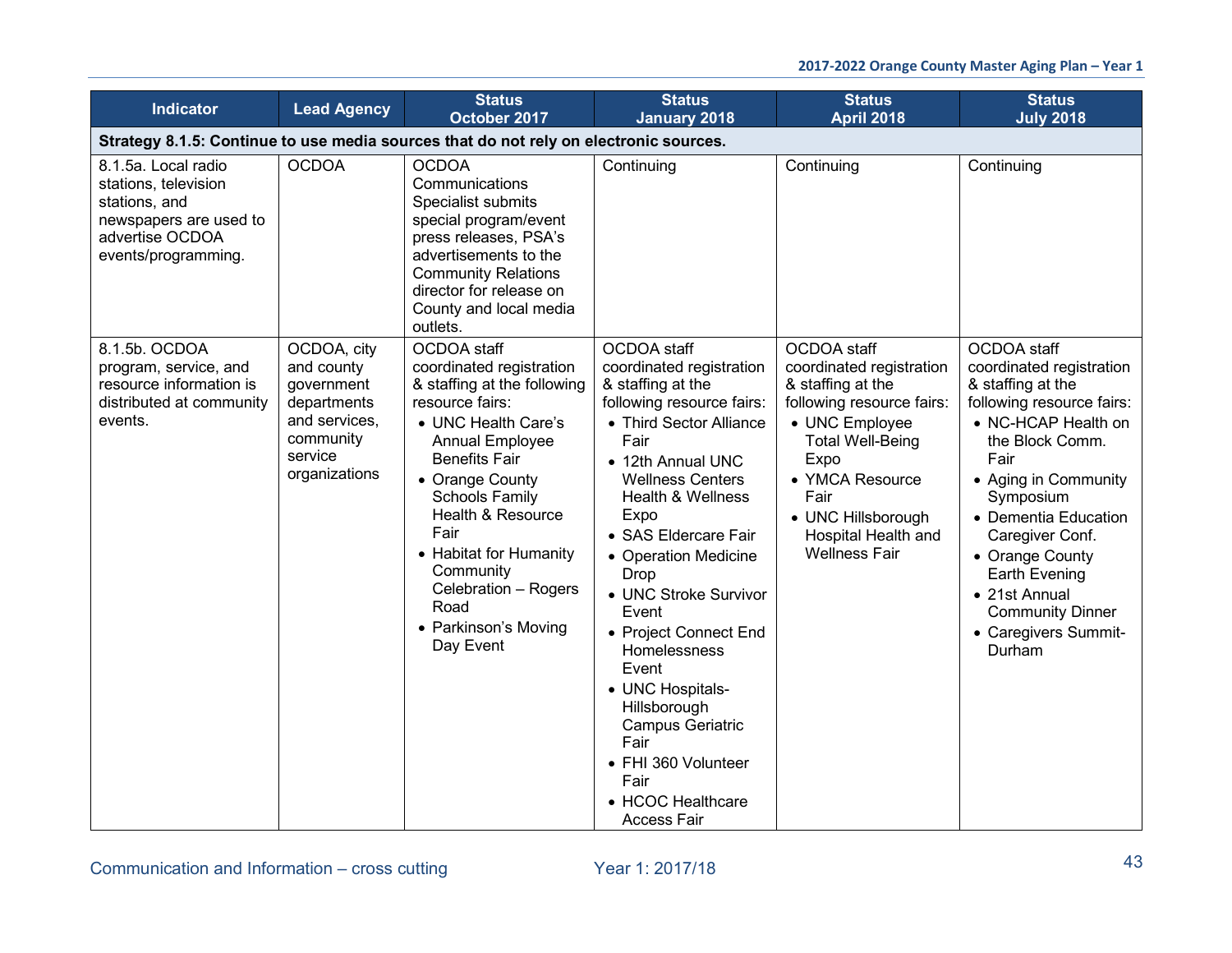| Indicator | Lead Agency | Status October 2017 | Status January 2018 | Status April 2018 | Status July 2018 |
|---|---|---|---|---|---|
| **Strategy 8.1.5: Continue to use media sources that do not rely on electronic sources.** | | | | | |
| 8.1.5a. Local radio stations, television stations, and newspapers are used to advertise OCDOA events/programming. | OCDOA | OCDOA Communications Specialist submits special program/event press releases, PSA's advertisements to the Community Relations director for release on County and local media outlets. | Continuing | Continuing | Continuing |
| 8.1.5b. OCDOA program, service, and resource information is distributed at community events. | OCDOA, city and county government departments and services, community service organizations | OCDOA staff coordinated registration & staffing at the following resource fairs: <br>• UNC Health Care's Annual Employee Benefits Fair <br>• Orange County Schools Family Health & Resource Fair <br>• Habitat for Humanity Community Celebration – Rogers Road <br>• Parkinson's Moving Day Event | OCDOA staff coordinated registration & staffing at the following resource fairs: <br>• Third Sector Alliance Fair <br>• 12th Annual UNC Wellness Centers Health & Wellness Expo <br>• SAS Eldercare Fair <br>• Operation Medicine Drop <br>• UNC Stroke Survivor Event <br>• Project Connect End Homelessness Event <br>• UNC Hospitals-Hillsborough Campus Geriatric Fair <br>• FHI 360 Volunteer Fair <br>• HCOC Healthcare Access Fair | OCDOA staff coordinated registration & staffing at the following resource fairs: <br>• UNC Employee Total Well-Being Expo <br>• YMCA Resource Fair <br>• UNC Hillsborough Hospital Health and Wellness Fair | OCDOA staff coordinated registration & staffing at the following resource fairs: <br>• NC-HCAP Health on the Block Comm. Fair <br>• Aging in Community Symposium <br>• Dementia Education Caregiver Conf. <br>• Orange County Earth Evening <br>• 21st Annual Community Dinner <br>• Caregivers Summit-Durham |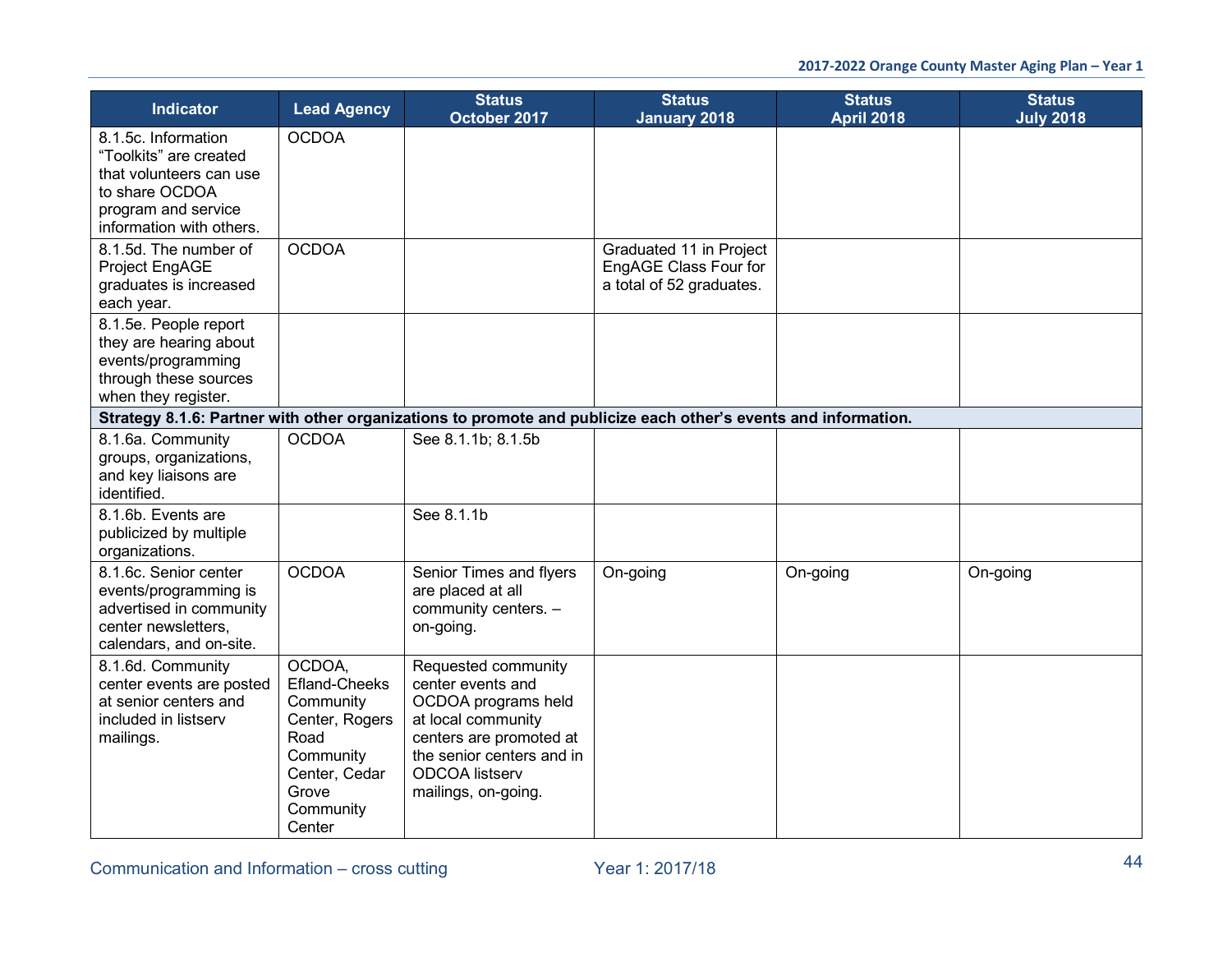| Indicator | Lead Agency | Status October 2017 | Status January 2018 | Status April 2018 | Status July 2018 |
|---|---|---|---|---|---|
| 8.1.5c. Information "Toolkits" are created that volunteers can use to share OCDOA program and service information with others. | OCDOA | | | | |
| 8.1.5d. The number of Project EngAGE graduates is increased each year. | OCDOA | | Graduated 11 in Project EngAGE Class Four for a total of 52 graduates. | | |
| 8.1.5e. People report they are hearing about events/programming through these sources when they register. | | | | | |
| **Strategy 8.1.6: Partner with other organizations to promote and publicize each other's events and information.** | | | | | |
| 8.1.6a. Community groups, organizations, and key liaisons are identified. | OCDOA | See 8.1.1b; 8.1.5b | | | |
| 8.1.6b. Events are publicized by multiple organizations. | | See 8.1.1b | | | |
| 8.1.6c. Senior center events/programming is advertised in community center newsletters, calendars, and on-site. | OCDOA | Senior Times and flyers are placed at all community centers. – on-going. | On-going | On-going | On-going |
| 8.1.6d. Community center events are posted at senior centers and included in listserv mailings. | OCDOA, Efland-Cheeks Community Center, Rogers Road Community Center, Cedar Grove Community Center | Requested community center events and OCDOA programs held at local community centers are promoted at the senior centers and in ODCOA listserv mailings, on-going. | | | |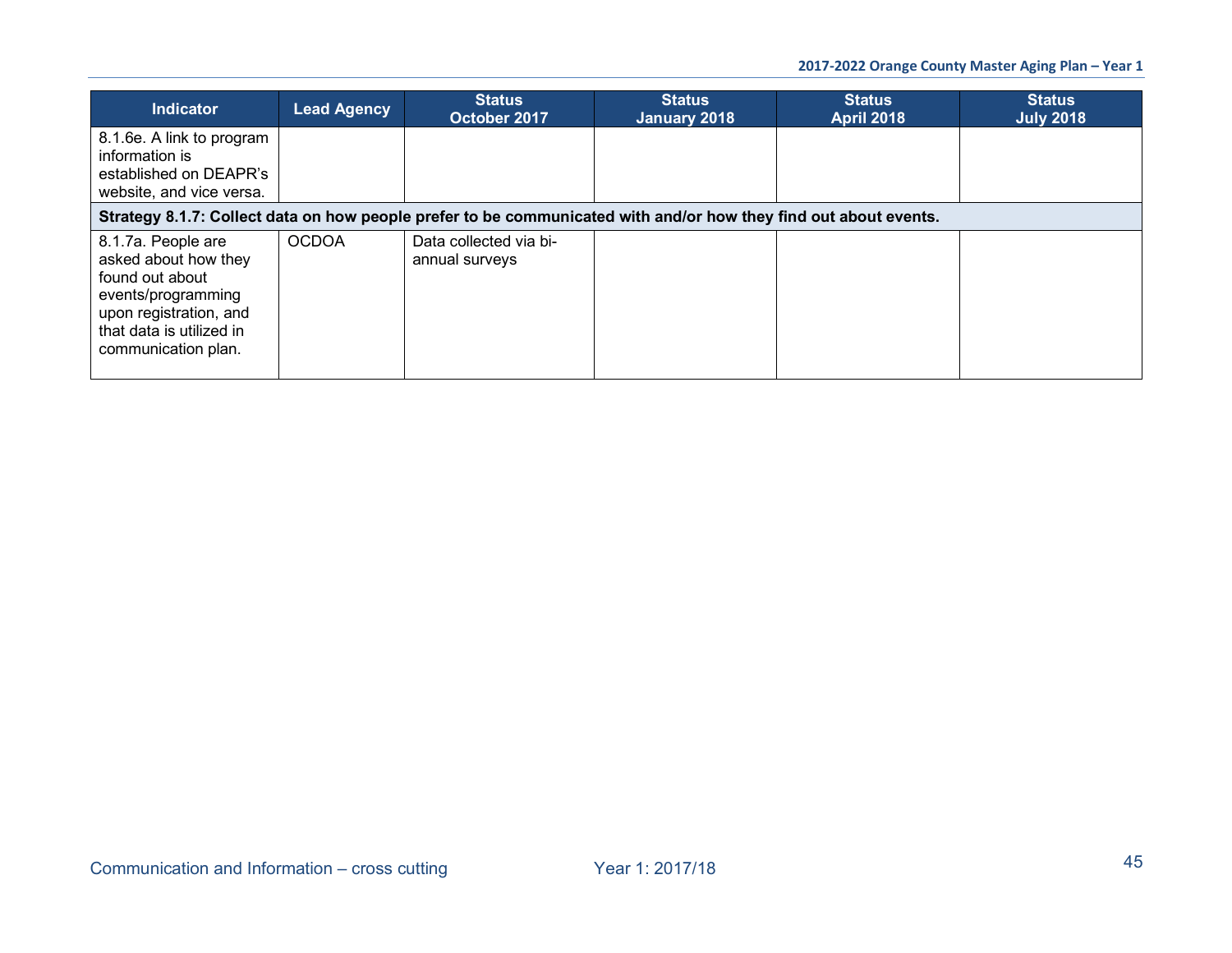| Indicator | Lead Agency | Status October 2017 | Status January 2018 | Status April 2018 | Status July 2018 |
|---|---|---|---|---|---|
| 8.1.6e. A link to program information is established on DEAPR's website, and vice versa. | | | | | |
| **Strategy 8.1.7: Collect data on how people prefer to be communicated with and/or how they find out about events.** | | | | | |
| 8.1.7a. People are asked about how they found out about events/programming upon registration, and that data is utilized in communication plan. | OCDOA | Data collected via bi-annual surveys | | | |